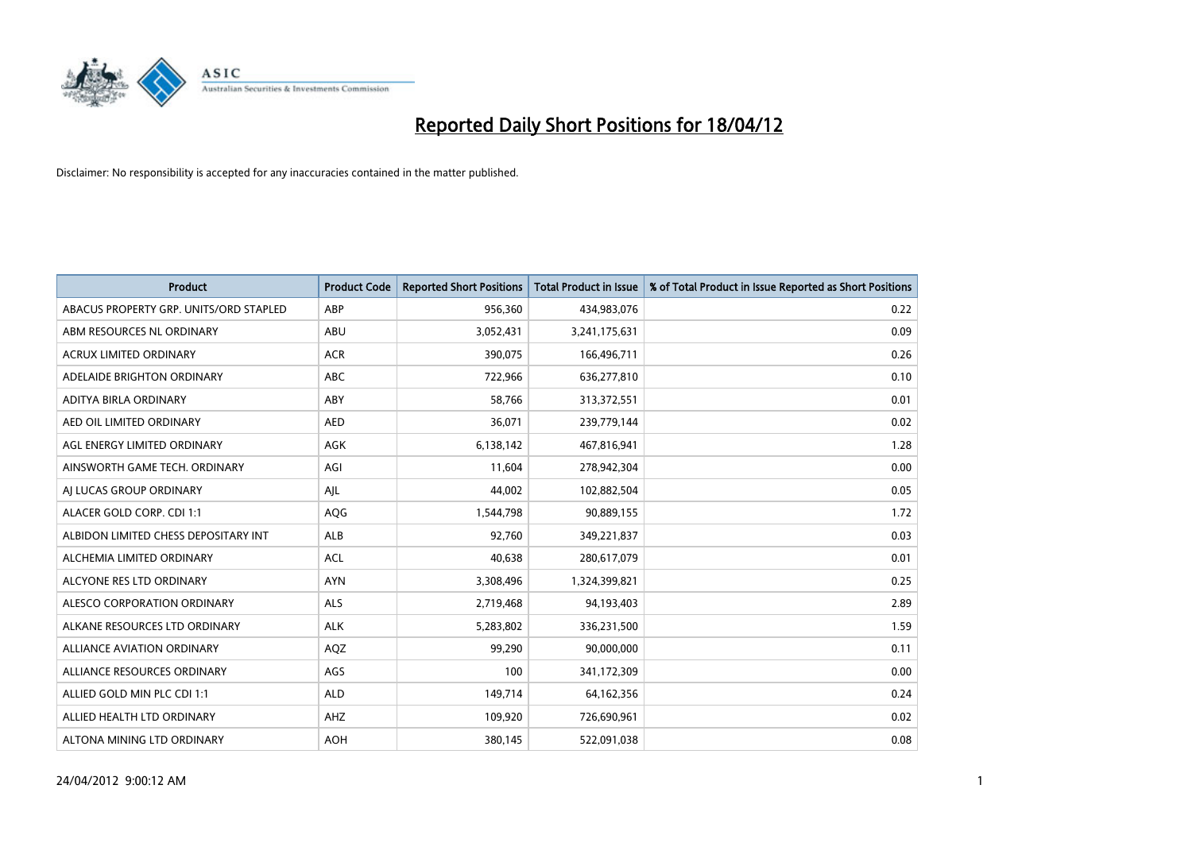# Reported Daily Short Positions for 18/04/12

Disclaimer: No responsibility is accepted for any inaccuracies contained in the matter published.

| Product | Product Code | Reported Short Positions | Total Product in Issue | % of Total Product in Issue Reported as Short Positions |
|---|---|---|---|---|
| ABACUS PROPERTY GRP. UNITS/ORD STAPLED | ABP | 956,360 | 434,983,076 | 0.22 |
| ABM RESOURCES NL ORDINARY | ABU | 3,052,431 | 3,241,175,631 | 0.09 |
| ACRUX LIMITED ORDINARY | ACR | 390,075 | 166,496,711 | 0.26 |
| ADELAIDE BRIGHTON ORDINARY | ABC | 722,966 | 636,277,810 | 0.10 |
| ADITYA BIRLA ORDINARY | ABY | 58,766 | 313,372,551 | 0.01 |
| AED OIL LIMITED ORDINARY | AED | 36,071 | 239,779,144 | 0.02 |
| AGL ENERGY LIMITED ORDINARY | AGK | 6,138,142 | 467,816,941 | 1.28 |
| AINSWORTH GAME TECH. ORDINARY | AGI | 11,604 | 278,942,304 | 0.00 |
| AJ LUCAS GROUP ORDINARY | AJL | 44,002 | 102,882,504 | 0.05 |
| ALACER GOLD CORP. CDI 1:1 | AQG | 1,544,798 | 90,889,155 | 1.72 |
| ALBIDON LIMITED CHESS DEPOSITARY INT | ALB | 92,760 | 349,221,837 | 0.03 |
| ALCHEMIA LIMITED ORDINARY | ACL | 40,638 | 280,617,079 | 0.01 |
| ALCYONE RES LTD ORDINARY | AYN | 3,308,496 | 1,324,399,821 | 0.25 |
| ALESCO CORPORATION ORDINARY | ALS | 2,719,468 | 94,193,403 | 2.89 |
| ALKANE RESOURCES LTD ORDINARY | ALK | 5,283,802 | 336,231,500 | 1.59 |
| ALLIANCE AVIATION ORDINARY | AQZ | 99,290 | 90,000,000 | 0.11 |
| ALLIANCE RESOURCES ORDINARY | AGS | 100 | 341,172,309 | 0.00 |
| ALLIED GOLD MIN PLC CDI 1:1 | ALD | 149,714 | 64,162,356 | 0.24 |
| ALLIED HEALTH LTD ORDINARY | AHZ | 109,920 | 726,690,961 | 0.02 |
| ALTONA MINING LTD ORDINARY | AOH | 380,145 | 522,091,038 | 0.08 |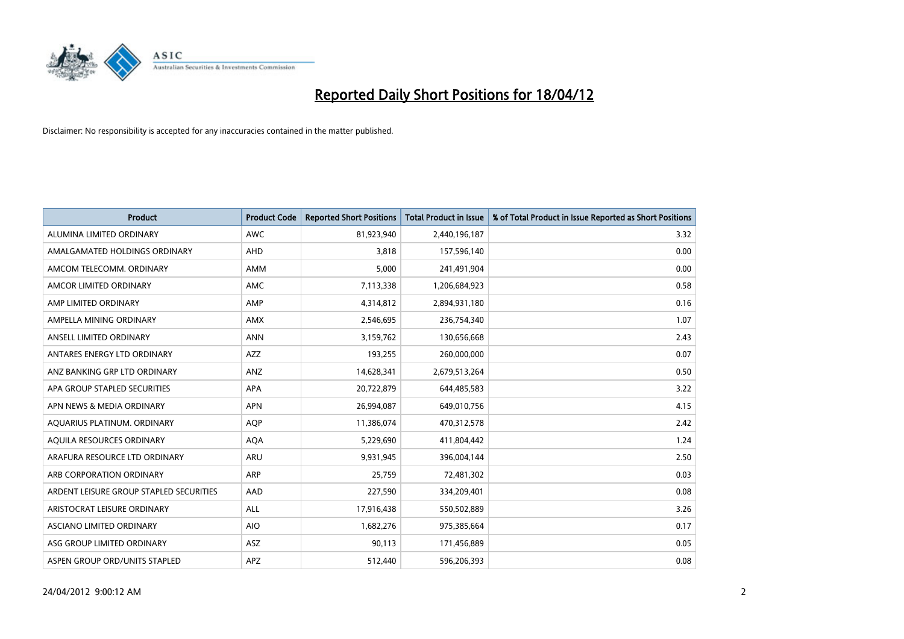# Reported Daily Short Positions for 18/04/12

Disclaimer: No responsibility is accepted for any inaccuracies contained in the matter published.

| Product | Product Code | Reported Short Positions | Total Product in Issue | % of Total Product in Issue Reported as Short Positions |
|---|---|---|---|---|
| ALUMINA LIMITED ORDINARY | AWC | 81,923,940 | 2,440,196,187 | 3.32 |
| AMALGAMATED HOLDINGS ORDINARY | AHD | 3,818 | 157,596,140 | 0.00 |
| AMCOM TELECOMM. ORDINARY | AMM | 5,000 | 241,491,904 | 0.00 |
| AMCOR LIMITED ORDINARY | AMC | 7,113,338 | 1,206,684,923 | 0.58 |
| AMP LIMITED ORDINARY | AMP | 4,314,812 | 2,894,931,180 | 0.16 |
| AMPELLA MINING ORDINARY | AMX | 2,546,695 | 236,754,340 | 1.07 |
| ANSELL LIMITED ORDINARY | ANN | 3,159,762 | 130,656,668 | 2.43 |
| ANTARES ENERGY LTD ORDINARY | AZZ | 193,255 | 260,000,000 | 0.07 |
| ANZ BANKING GRP LTD ORDINARY | ANZ | 14,628,341 | 2,679,513,264 | 0.50 |
| APA GROUP STAPLED SECURITIES | APA | 20,722,879 | 644,485,583 | 3.22 |
| APN NEWS & MEDIA ORDINARY | APN | 26,994,087 | 649,010,756 | 4.15 |
| AQUARIUS PLATINUM. ORDINARY | AQP | 11,386,074 | 470,312,578 | 2.42 |
| AQUILA RESOURCES ORDINARY | AQA | 5,229,690 | 411,804,442 | 1.24 |
| ARAFURA RESOURCE LTD ORDINARY | ARU | 9,931,945 | 396,004,144 | 2.50 |
| ARB CORPORATION ORDINARY | ARP | 25,759 | 72,481,302 | 0.03 |
| ARDENT LEISURE GROUP STAPLED SECURITIES | AAD | 227,590 | 334,209,401 | 0.08 |
| ARISTOCRAT LEISURE ORDINARY | ALL | 17,916,438 | 550,502,889 | 3.26 |
| ASCIANO LIMITED ORDINARY | AIO | 1,682,276 | 975,385,664 | 0.17 |
| ASG GROUP LIMITED ORDINARY | ASZ | 90,113 | 171,456,889 | 0.05 |
| ASPEN GROUP ORD/UNITS STAPLED | APZ | 512,440 | 596,206,393 | 0.08 |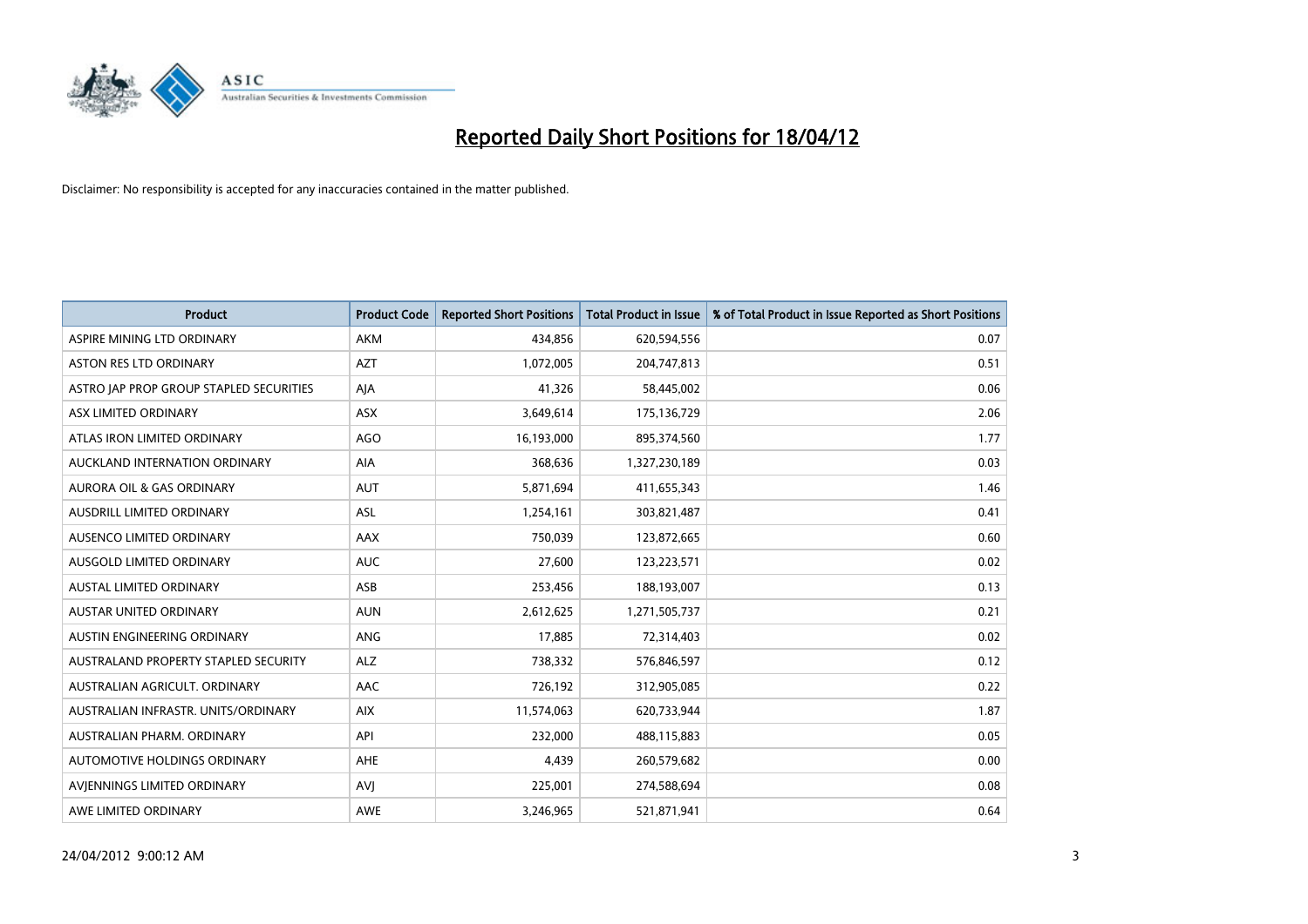# Reported Daily Short Positions for 18/04/12

Disclaimer: No responsibility is accepted for any inaccuracies contained in the matter published.

| Product | Product Code | Reported Short Positions | Total Product in Issue | % of Total Product in Issue Reported as Short Positions |
|---|---|---|---|---|
| ASPIRE MINING LTD ORDINARY | AKM | 434,856 | 620,594,556 | 0.07 |
| ASTON RES LTD ORDINARY | AZT | 1,072,005 | 204,747,813 | 0.51 |
| ASTRO JAP PROP GROUP STAPLED SECURITIES | AJA | 41,326 | 58,445,002 | 0.06 |
| ASX LIMITED ORDINARY | ASX | 3,649,614 | 175,136,729 | 2.06 |
| ATLAS IRON LIMITED ORDINARY | AGO | 16,193,000 | 895,374,560 | 1.77 |
| AUCKLAND INTERNATION ORDINARY | AIA | 368,636 | 1,327,230,189 | 0.03 |
| AURORA OIL & GAS ORDINARY | AUT | 5,871,694 | 411,655,343 | 1.46 |
| AUSDRILL LIMITED ORDINARY | ASL | 1,254,161 | 303,821,487 | 0.41 |
| AUSENCO LIMITED ORDINARY | AAX | 750,039 | 123,872,665 | 0.60 |
| AUSGOLD LIMITED ORDINARY | AUC | 27,600 | 123,223,571 | 0.02 |
| AUSTAL LIMITED ORDINARY | ASB | 253,456 | 188,193,007 | 0.13 |
| AUSTAR UNITED ORDINARY | AUN | 2,612,625 | 1,271,505,737 | 0.21 |
| AUSTIN ENGINEERING ORDINARY | ANG | 17,885 | 72,314,403 | 0.02 |
| AUSTRALAND PROPERTY STAPLED SECURITY | ALZ | 738,332 | 576,846,597 | 0.12 |
| AUSTRALIAN AGRICULT. ORDINARY | AAC | 726,192 | 312,905,085 | 0.22 |
| AUSTRALIAN INFRASTR. UNITS/ORDINARY | AIX | 11,574,063 | 620,733,944 | 1.87 |
| AUSTRALIAN PHARM. ORDINARY | API | 232,000 | 488,115,883 | 0.05 |
| AUTOMOTIVE HOLDINGS ORDINARY | AHE | 4,439 | 260,579,682 | 0.00 |
| AVJENNINGS LIMITED ORDINARY | AVJ | 225,001 | 274,588,694 | 0.08 |
| AWE LIMITED ORDINARY | AWE | 3,246,965 | 521,871,941 | 0.64 |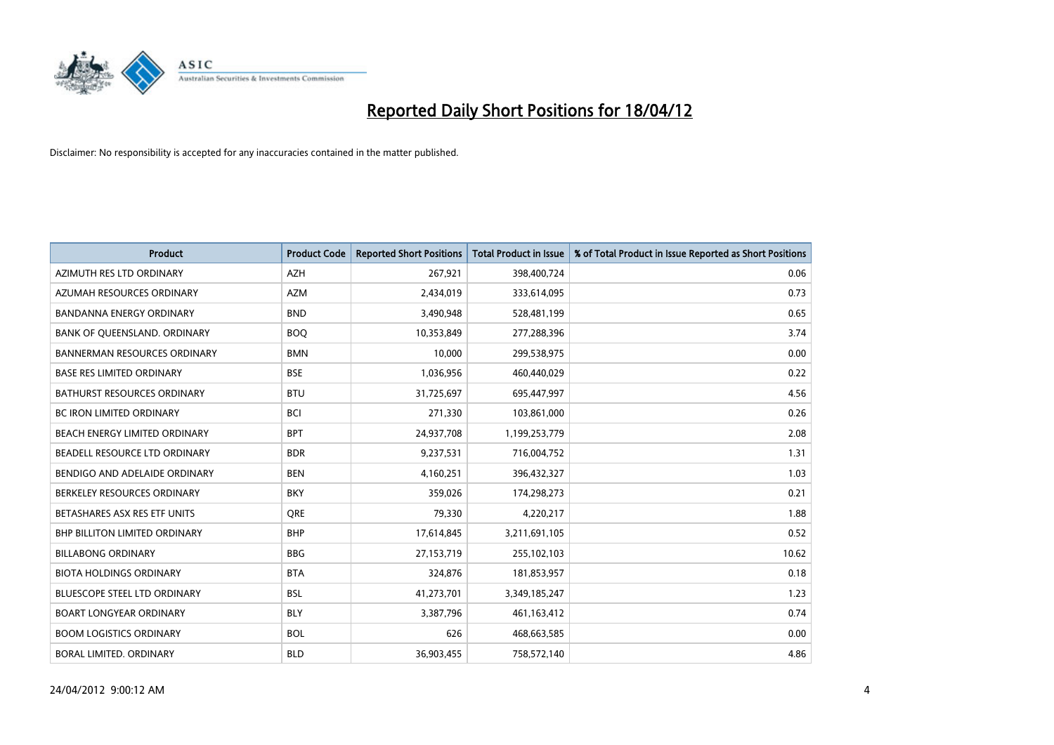# Reported Daily Short Positions for 18/04/12

Disclaimer: No responsibility is accepted for any inaccuracies contained in the matter published.

| Product | Product Code | Reported Short Positions | Total Product in Issue | % of Total Product in Issue Reported as Short Positions |
|---|---|---|---|---|
| AZIMUTH RES LTD ORDINARY | AZH | 267,921 | 398,400,724 | 0.06 |
| AZUMAH RESOURCES ORDINARY | AZM | 2,434,019 | 333,614,095 | 0.73 |
| BANDANNA ENERGY ORDINARY | BND | 3,490,948 | 528,481,199 | 0.65 |
| BANK OF QUEENSLAND. ORDINARY | BOQ | 10,353,849 | 277,288,396 | 3.74 |
| BANNERMAN RESOURCES ORDINARY | BMN | 10,000 | 299,538,975 | 0.00 |
| BASE RES LIMITED ORDINARY | BSE | 1,036,956 | 460,440,029 | 0.22 |
| BATHURST RESOURCES ORDINARY | BTU | 31,725,697 | 695,447,997 | 4.56 |
| BC IRON LIMITED ORDINARY | BCI | 271,330 | 103,861,000 | 0.26 |
| BEACH ENERGY LIMITED ORDINARY | BPT | 24,937,708 | 1,199,253,779 | 2.08 |
| BEADELL RESOURCE LTD ORDINARY | BDR | 9,237,531 | 716,004,752 | 1.31 |
| BENDIGO AND ADELAIDE ORDINARY | BEN | 4,160,251 | 396,432,327 | 1.03 |
| BERKELEY RESOURCES ORDINARY | BKY | 359,026 | 174,298,273 | 0.21 |
| BETASHARES ASX RES ETF UNITS | QRE | 79,330 | 4,220,217 | 1.88 |
| BHP BILLITON LIMITED ORDINARY | BHP | 17,614,845 | 3,211,691,105 | 0.52 |
| BILLABONG ORDINARY | BBG | 27,153,719 | 255,102,103 | 10.62 |
| BIOTA HOLDINGS ORDINARY | BTA | 324,876 | 181,853,957 | 0.18 |
| BLUESCOPE STEEL LTD ORDINARY | BSL | 41,273,701 | 3,349,185,247 | 1.23 |
| BOART LONGYEAR ORDINARY | BLY | 3,387,796 | 461,163,412 | 0.74 |
| BOOM LOGISTICS ORDINARY | BOL | 626 | 468,663,585 | 0.00 |
| BORAL LIMITED. ORDINARY | BLD | 36,903,455 | 758,572,140 | 4.86 |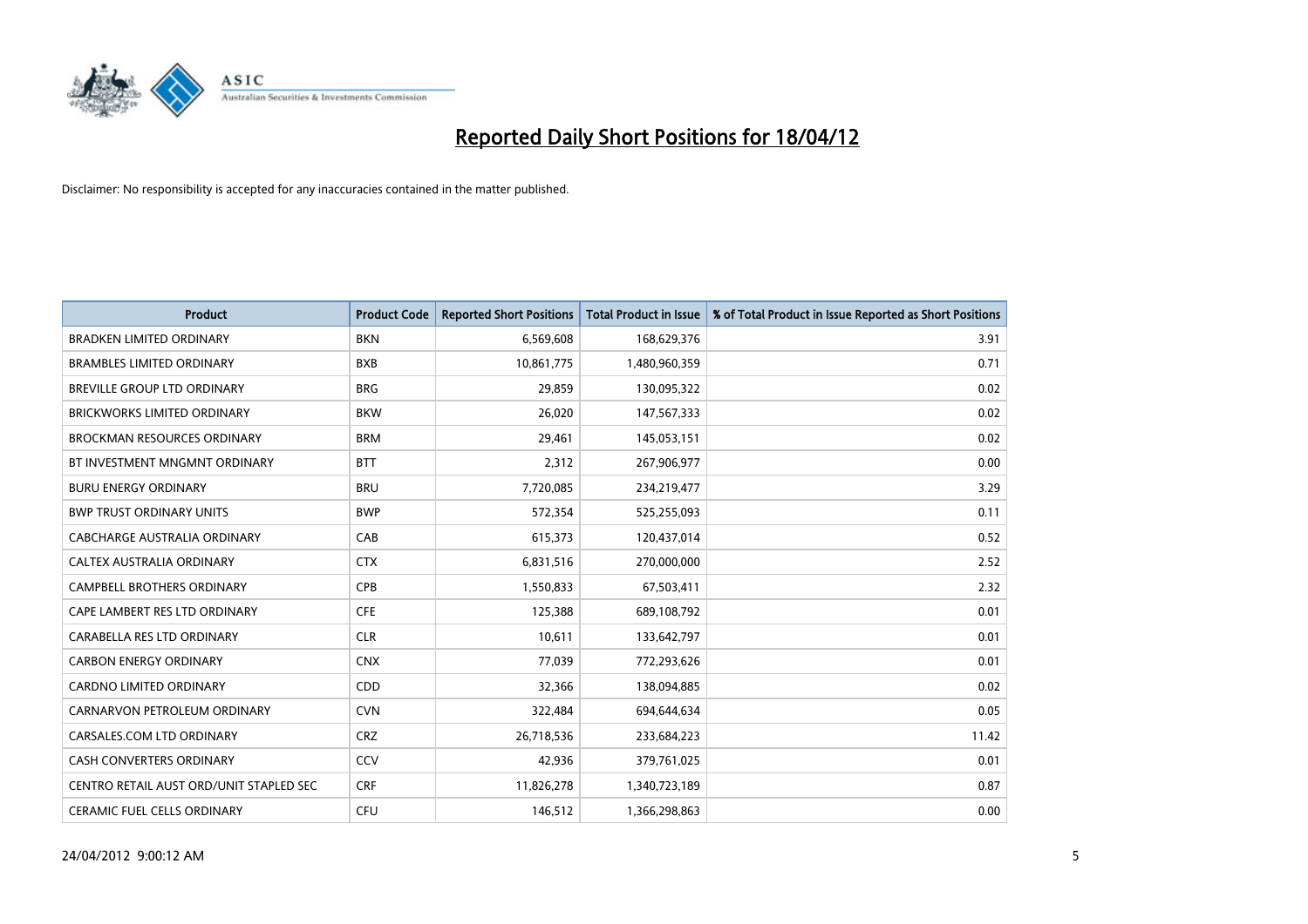# Reported Daily Short Positions for 18/04/12

Disclaimer: No responsibility is accepted for any inaccuracies contained in the matter published.

| Product | Product Code | Reported Short Positions | Total Product in Issue | % of Total Product in Issue Reported as Short Positions |
|---|---|---|---|---|
| BRADKEN LIMITED ORDINARY | BKN | 6,569,608 | 168,629,376 | 3.91 |
| BRAMBLES LIMITED ORDINARY | BXB | 10,861,775 | 1,480,960,359 | 0.71 |
| BREVILLE GROUP LTD ORDINARY | BRG | 29,859 | 130,095,322 | 0.02 |
| BRICKWORKS LIMITED ORDINARY | BKW | 26,020 | 147,567,333 | 0.02 |
| BROCKMAN RESOURCES ORDINARY | BRM | 29,461 | 145,053,151 | 0.02 |
| BT INVESTMENT MNGMNT ORDINARY | BTT | 2,312 | 267,906,977 | 0.00 |
| BURU ENERGY ORDINARY | BRU | 7,720,085 | 234,219,477 | 3.29 |
| BWP TRUST ORDINARY UNITS | BWP | 572,354 | 525,255,093 | 0.11 |
| CABCHARGE AUSTRALIA ORDINARY | CAB | 615,373 | 120,437,014 | 0.52 |
| CALTEX AUSTRALIA ORDINARY | CTX | 6,831,516 | 270,000,000 | 2.52 |
| CAMPBELL BROTHERS ORDINARY | CPB | 1,550,833 | 67,503,411 | 2.32 |
| CAPE LAMBERT RES LTD ORDINARY | CFE | 125,388 | 689,108,792 | 0.01 |
| CARABELLA RES LTD ORDINARY | CLR | 10,611 | 133,642,797 | 0.01 |
| CARBON ENERGY ORDINARY | CNX | 77,039 | 772,293,626 | 0.01 |
| CARDNO LIMITED ORDINARY | CDD | 32,366 | 138,094,885 | 0.02 |
| CARNARVON PETROLEUM ORDINARY | CVN | 322,484 | 694,644,634 | 0.05 |
| CARSALES.COM LTD ORDINARY | CRZ | 26,718,536 | 233,684,223 | 11.42 |
| CASH CONVERTERS ORDINARY | CCV | 42,936 | 379,761,025 | 0.01 |
| CENTRO RETAIL AUST ORD/UNIT STAPLED SEC | CRF | 11,826,278 | 1,340,723,189 | 0.87 |
| CERAMIC FUEL CELLS ORDINARY | CFU | 146,512 | 1,366,298,863 | 0.00 |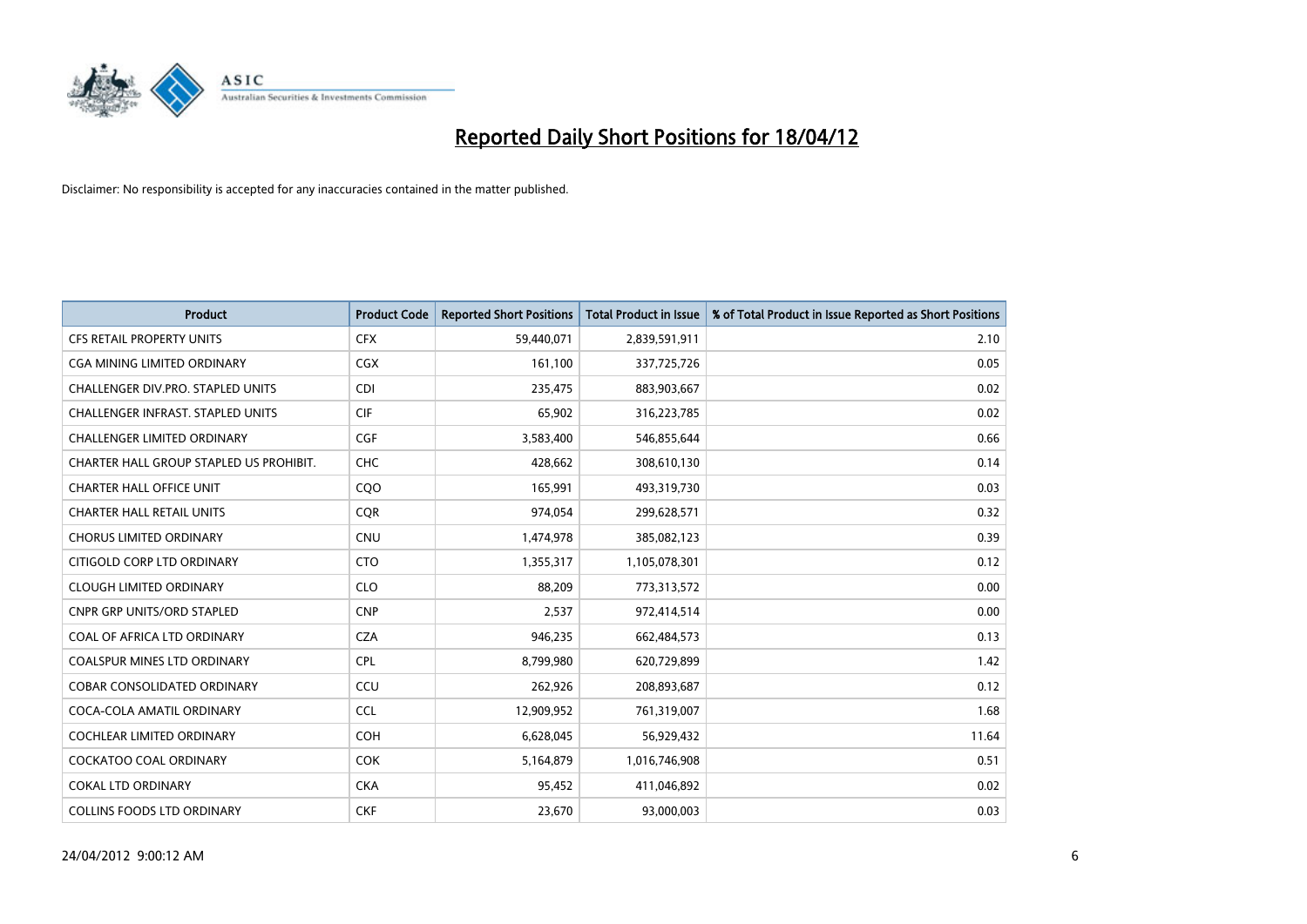# Reported Daily Short Positions for 18/04/12

Disclaimer: No responsibility is accepted for any inaccuracies contained in the matter published.

| Product | Product Code | Reported Short Positions | Total Product in Issue | % of Total Product in Issue Reported as Short Positions |
|---|---|---|---|---|
| CFS RETAIL PROPERTY UNITS | CFX | 59,440,071 | 2,839,591,911 | 2.10 |
| CGA MINING LIMITED ORDINARY | CGX | 161,100 | 337,725,726 | 0.05 |
| CHALLENGER DIV.PRO. STAPLED UNITS | CDI | 235,475 | 883,903,667 | 0.02 |
| CHALLENGER INFRAST. STAPLED UNITS | CIF | 65,902 | 316,223,785 | 0.02 |
| CHALLENGER LIMITED ORDINARY | CGF | 3,583,400 | 546,855,644 | 0.66 |
| CHARTER HALL GROUP STAPLED US PROHIBIT. | CHC | 428,662 | 308,610,130 | 0.14 |
| CHARTER HALL OFFICE UNIT | CQO | 165,991 | 493,319,730 | 0.03 |
| CHARTER HALL RETAIL UNITS | CQR | 974,054 | 299,628,571 | 0.32 |
| CHORUS LIMITED ORDINARY | CNU | 1,474,978 | 385,082,123 | 0.39 |
| CITIGOLD CORP LTD ORDINARY | CTO | 1,355,317 | 1,105,078,301 | 0.12 |
| CLOUGH LIMITED ORDINARY | CLO | 88,209 | 773,313,572 | 0.00 |
| CNPR GRP UNITS/ORD STAPLED | CNP | 2,537 | 972,414,514 | 0.00 |
| COAL OF AFRICA LTD ORDINARY | CZA | 946,235 | 662,484,573 | 0.13 |
| COALSPUR MINES LTD ORDINARY | CPL | 8,799,980 | 620,729,899 | 1.42 |
| COBAR CONSOLIDATED ORDINARY | CCU | 262,926 | 208,893,687 | 0.12 |
| COCA-COLA AMATIL ORDINARY | CCL | 12,909,952 | 761,319,007 | 1.68 |
| COCHLEAR LIMITED ORDINARY | COH | 6,628,045 | 56,929,432 | 11.64 |
| COCKATOO COAL ORDINARY | COK | 5,164,879 | 1,016,746,908 | 0.51 |
| COKAL LTD ORDINARY | CKA | 95,452 | 411,046,892 | 0.02 |
| COLLINS FOODS LTD ORDINARY | CKF | 23,670 | 93,000,003 | 0.03 |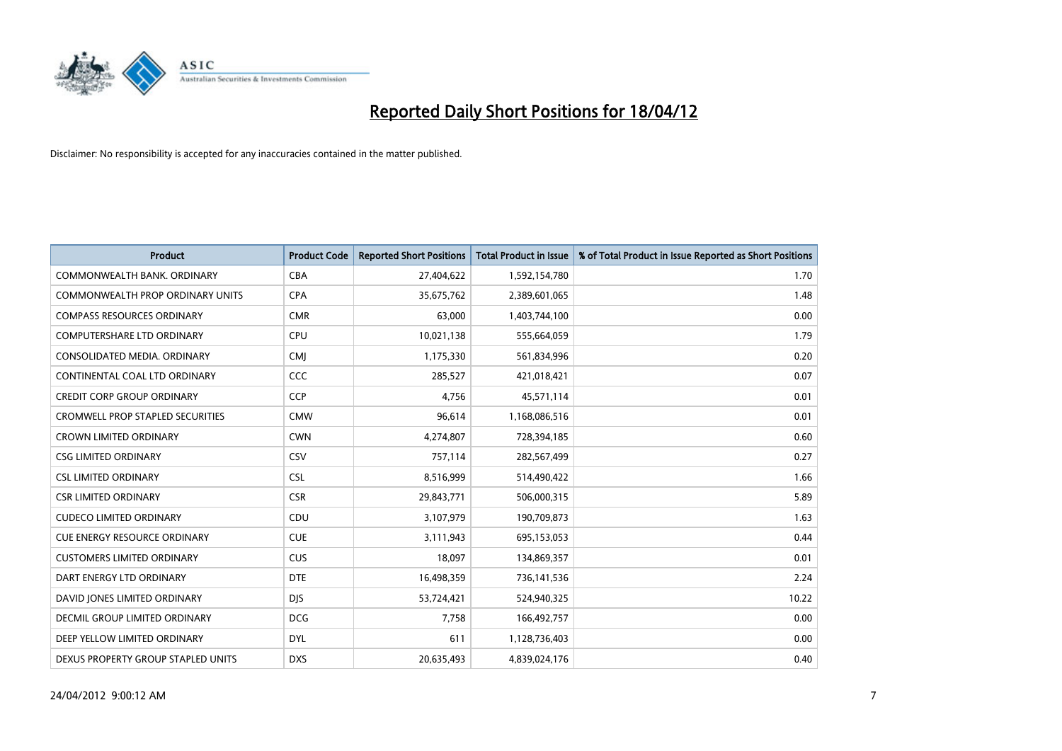# Reported Daily Short Positions for 18/04/12

Disclaimer: No responsibility is accepted for any inaccuracies contained in the matter published.

| Product | Product Code | Reported Short Positions | Total Product in Issue | % of Total Product in Issue Reported as Short Positions |
|---|---|---|---|---|
| COMMONWEALTH BANK. ORDINARY | CBA | 27,404,622 | 1,592,154,780 | 1.70 |
| COMMONWEALTH PROP ORDINARY UNITS | CPA | 35,675,762 | 2,389,601,065 | 1.48 |
| COMPASS RESOURCES ORDINARY | CMR | 63,000 | 1,403,744,100 | 0.00 |
| COMPUTERSHARE LTD ORDINARY | CPU | 10,021,138 | 555,664,059 | 1.79 |
| CONSOLIDATED MEDIA. ORDINARY | CMJ | 1,175,330 | 561,834,996 | 0.20 |
| CONTINENTAL COAL LTD ORDINARY | CCC | 285,527 | 421,018,421 | 0.07 |
| CREDIT CORP GROUP ORDINARY | CCP | 4,756 | 45,571,114 | 0.01 |
| CROMWELL PROP STAPLED SECURITIES | CMW | 96,614 | 1,168,086,516 | 0.01 |
| CROWN LIMITED ORDINARY | CWN | 4,274,807 | 728,394,185 | 0.60 |
| CSG LIMITED ORDINARY | CSV | 757,114 | 282,567,499 | 0.27 |
| CSL LIMITED ORDINARY | CSL | 8,516,999 | 514,490,422 | 1.66 |
| CSR LIMITED ORDINARY | CSR | 29,843,771 | 506,000,315 | 5.89 |
| CUDECO LIMITED ORDINARY | CDU | 3,107,979 | 190,709,873 | 1.63 |
| CUE ENERGY RESOURCE ORDINARY | CUE | 3,111,943 | 695,153,053 | 0.44 |
| CUSTOMERS LIMITED ORDINARY | CUS | 18,097 | 134,869,357 | 0.01 |
| DART ENERGY LTD ORDINARY | DTE | 16,498,359 | 736,141,536 | 2.24 |
| DAVID JONES LIMITED ORDINARY | DJS | 53,724,421 | 524,940,325 | 10.22 |
| DECMIL GROUP LIMITED ORDINARY | DCG | 7,758 | 166,492,757 | 0.00 |
| DEEP YELLOW LIMITED ORDINARY | DYL | 611 | 1,128,736,403 | 0.00 |
| DEXUS PROPERTY GROUP STAPLED UNITS | DXS | 20,635,493 | 4,839,024,176 | 0.40 |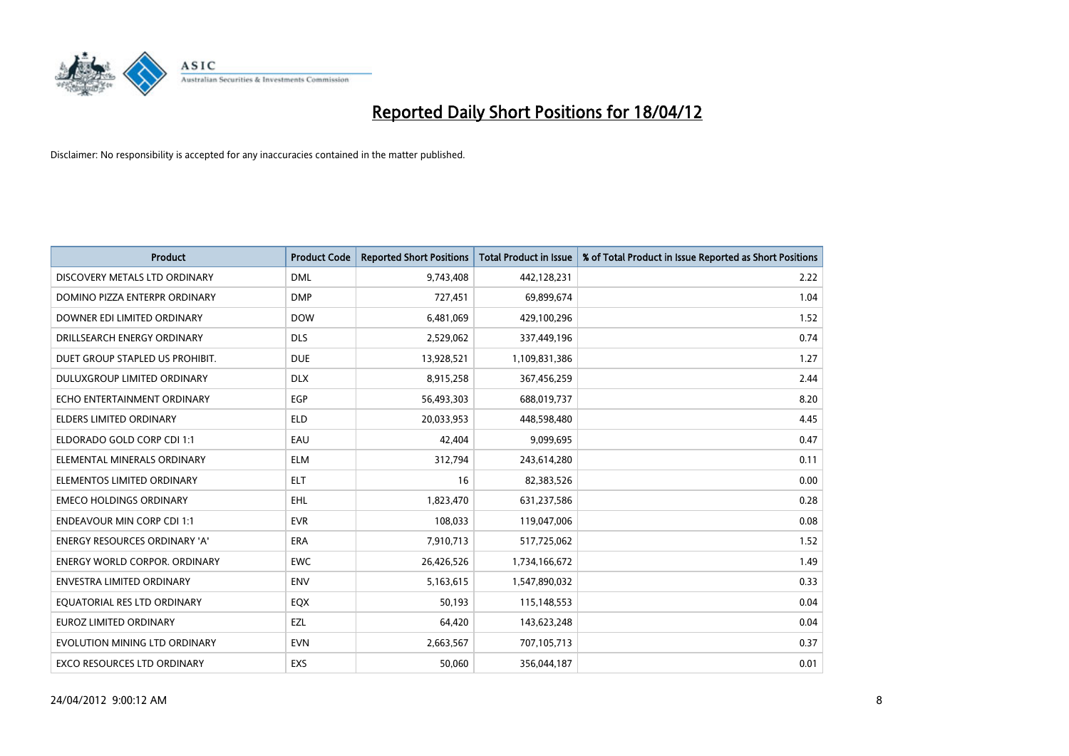# Reported Daily Short Positions for 18/04/12

Disclaimer: No responsibility is accepted for any inaccuracies contained in the matter published.

| Product | Product Code | Reported Short Positions | Total Product in Issue | % of Total Product in Issue Reported as Short Positions |
|---|---|---|---|---|
| DISCOVERY METALS LTD ORDINARY | DML | 9,743,408 | 442,128,231 | 2.22 |
| DOMINO PIZZA ENTERPR ORDINARY | DMP | 727,451 | 69,899,674 | 1.04 |
| DOWNER EDI LIMITED ORDINARY | DOW | 6,481,069 | 429,100,296 | 1.52 |
| DRILLSEARCH ENERGY ORDINARY | DLS | 2,529,062 | 337,449,196 | 0.74 |
| DUET GROUP STAPLED US PROHIBIT. | DUE | 13,928,521 | 1,109,831,386 | 1.27 |
| DULUXGROUP LIMITED ORDINARY | DLX | 8,915,258 | 367,456,259 | 2.44 |
| ECHO ENTERTAINMENT ORDINARY | EGP | 56,493,303 | 688,019,737 | 8.20 |
| ELDERS LIMITED ORDINARY | ELD | 20,033,953 | 448,598,480 | 4.45 |
| ELDORADO GOLD CORP CDI 1:1 | EAU | 42,404 | 9,099,695 | 0.47 |
| ELEMENTAL MINERALS ORDINARY | ELM | 312,794 | 243,614,280 | 0.11 |
| ELEMENTOS LIMITED ORDINARY | ELT | 16 | 82,383,526 | 0.00 |
| EMECO HOLDINGS ORDINARY | EHL | 1,823,470 | 631,237,586 | 0.28 |
| ENDEAVOUR MIN CORP CDI 1:1 | EVR | 108,033 | 119,047,006 | 0.08 |
| ENERGY RESOURCES ORDINARY 'A' | ERA | 7,910,713 | 517,725,062 | 1.52 |
| ENERGY WORLD CORPOR. ORDINARY | EWC | 26,426,526 | 1,734,166,672 | 1.49 |
| ENVESTRA LIMITED ORDINARY | ENV | 5,163,615 | 1,547,890,032 | 0.33 |
| EQUATORIAL RES LTD ORDINARY | EQX | 50,193 | 115,148,553 | 0.04 |
| EUROZ LIMITED ORDINARY | EZL | 64,420 | 143,623,248 | 0.04 |
| EVOLUTION MINING LTD ORDINARY | EVN | 2,663,567 | 707,105,713 | 0.37 |
| EXCO RESOURCES LTD ORDINARY | EXS | 50,060 | 356,044,187 | 0.01 |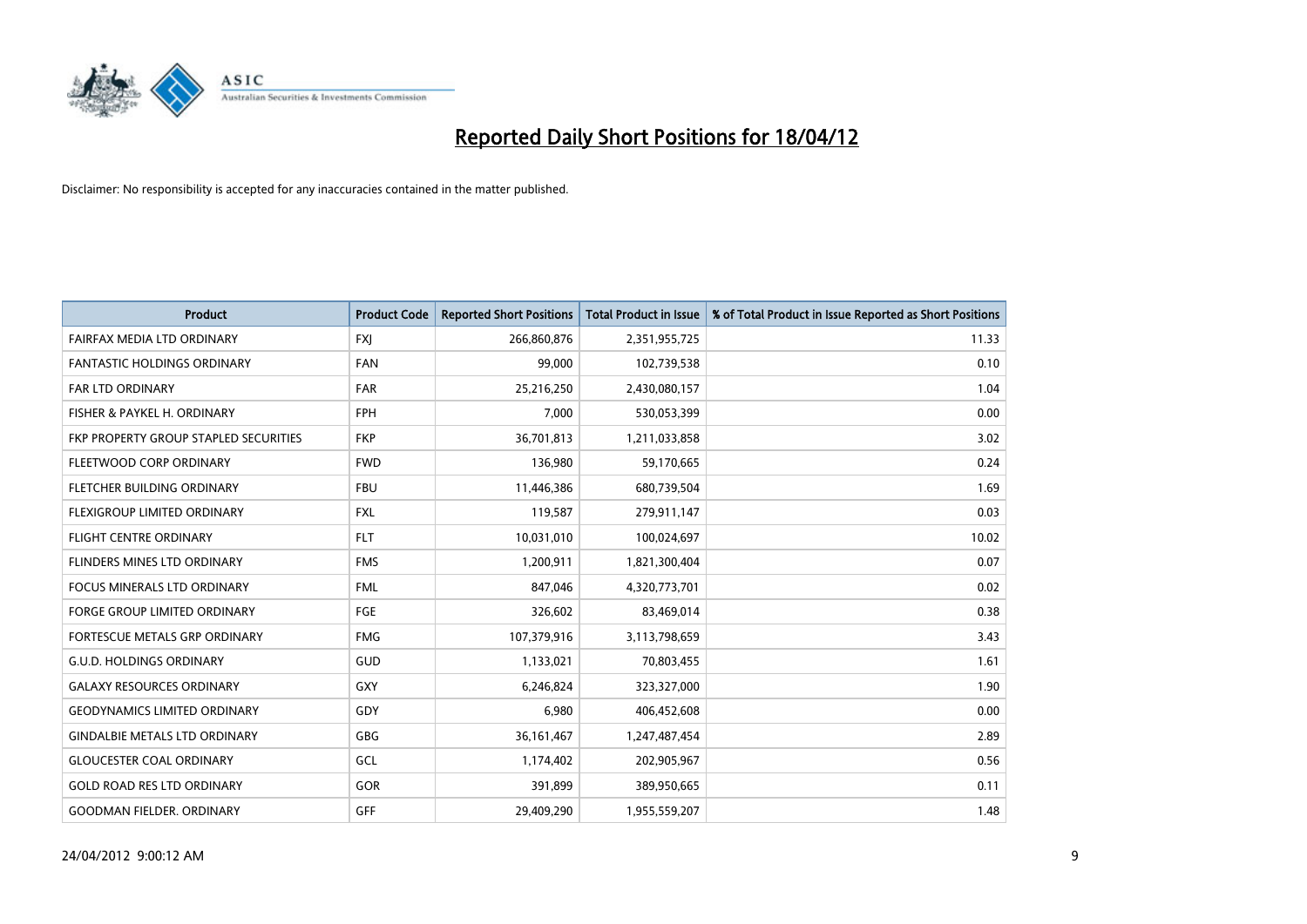# Reported Daily Short Positions for 18/04/12

Disclaimer: No responsibility is accepted for any inaccuracies contained in the matter published.

| Product | Product Code | Reported Short Positions | Total Product in Issue | % of Total Product in Issue Reported as Short Positions |
|---|---|---|---|---|
| FAIRFAX MEDIA LTD ORDINARY | FXJ | 266,860,876 | 2,351,955,725 | 11.33 |
| FANTASTIC HOLDINGS ORDINARY | FAN | 99,000 | 102,739,538 | 0.10 |
| FAR LTD ORDINARY | FAR | 25,216,250 | 2,430,080,157 | 1.04 |
| FISHER & PAYKEL H. ORDINARY | FPH | 7,000 | 530,053,399 | 0.00 |
| FKP PROPERTY GROUP STAPLED SECURITIES | FKP | 36,701,813 | 1,211,033,858 | 3.02 |
| FLEETWOOD CORP ORDINARY | FWD | 136,980 | 59,170,665 | 0.24 |
| FLETCHER BUILDING ORDINARY | FBU | 11,446,386 | 680,739,504 | 1.69 |
| FLEXIGROUP LIMITED ORDINARY | FXL | 119,587 | 279,911,147 | 0.03 |
| FLIGHT CENTRE ORDINARY | FLT | 10,031,010 | 100,024,697 | 10.02 |
| FLINDERS MINES LTD ORDINARY | FMS | 1,200,911 | 1,821,300,404 | 0.07 |
| FOCUS MINERALS LTD ORDINARY | FML | 847,046 | 4,320,773,701 | 0.02 |
| FORGE GROUP LIMITED ORDINARY | FGE | 326,602 | 83,469,014 | 0.38 |
| FORTESCUE METALS GRP ORDINARY | FMG | 107,379,916 | 3,113,798,659 | 3.43 |
| G.U.D. HOLDINGS ORDINARY | GUD | 1,133,021 | 70,803,455 | 1.61 |
| GALAXY RESOURCES ORDINARY | GXY | 6,246,824 | 323,327,000 | 1.90 |
| GEODYNAMICS LIMITED ORDINARY | GDY | 6,980 | 406,452,608 | 0.00 |
| GINDALBIE METALS LTD ORDINARY | GBG | 36,161,467 | 1,247,487,454 | 2.89 |
| GLOUCESTER COAL ORDINARY | GCL | 1,174,402 | 202,905,967 | 0.56 |
| GOLD ROAD RES LTD ORDINARY | GOR | 391,899 | 389,950,665 | 0.11 |
| GOODMAN FIELDER. ORDINARY | GFF | 29,409,290 | 1,955,559,207 | 1.48 |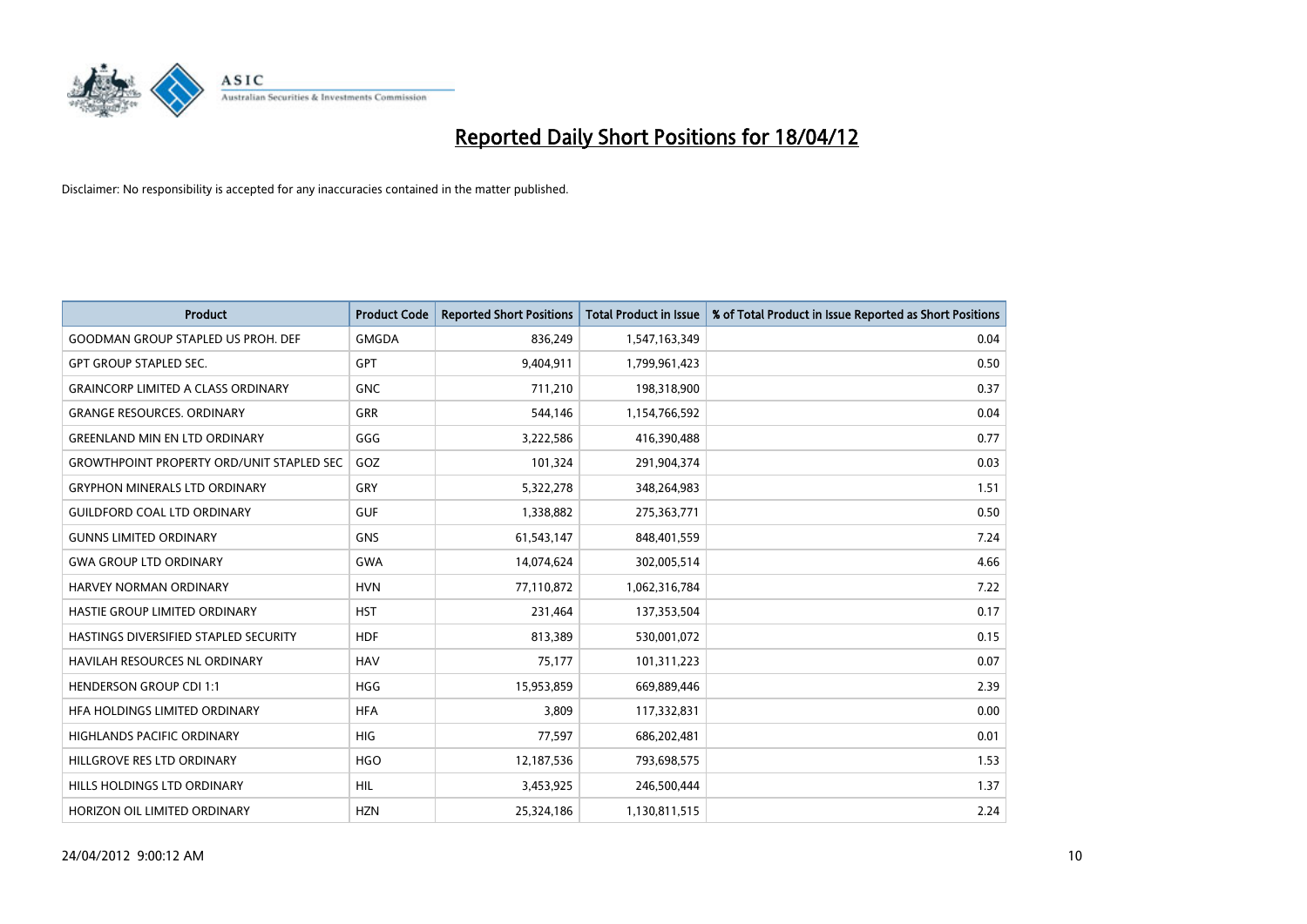# Reported Daily Short Positions for 18/04/12

Disclaimer: No responsibility is accepted for any inaccuracies contained in the matter published.

| Product | Product Code | Reported Short Positions | Total Product in Issue | % of Total Product in Issue Reported as Short Positions |
|---|---|---|---|---|
| GOODMAN GROUP STAPLED US PROH. DEF | GMGDA | 836,249 | 1,547,163,349 | 0.04 |
| GPT GROUP STAPLED SEC. | GPT | 9,404,911 | 1,799,961,423 | 0.50 |
| GRAINCORP LIMITED A CLASS ORDINARY | GNC | 711,210 | 198,318,900 | 0.37 |
| GRANGE RESOURCES. ORDINARY | GRR | 544,146 | 1,154,766,592 | 0.04 |
| GREENLAND MIN EN LTD ORDINARY | GGG | 3,222,586 | 416,390,488 | 0.77 |
| GROWTHPOINT PROPERTY ORD/UNIT STAPLED SEC | GOZ | 101,324 | 291,904,374 | 0.03 |
| GRYPHON MINERALS LTD ORDINARY | GRY | 5,322,278 | 348,264,983 | 1.51 |
| GUILDFORD COAL LTD ORDINARY | GUF | 1,338,882 | 275,363,771 | 0.50 |
| GUNNS LIMITED ORDINARY | GNS | 61,543,147 | 848,401,559 | 7.24 |
| GWA GROUP LTD ORDINARY | GWA | 14,074,624 | 302,005,514 | 4.66 |
| HARVEY NORMAN ORDINARY | HVN | 77,110,872 | 1,062,316,784 | 7.22 |
| HASTIE GROUP LIMITED ORDINARY | HST | 231,464 | 137,353,504 | 0.17 |
| HASTINGS DIVERSIFIED STAPLED SECURITY | HDF | 813,389 | 530,001,072 | 0.15 |
| HAVILAH RESOURCES NL ORDINARY | HAV | 75,177 | 101,311,223 | 0.07 |
| HENDERSON GROUP CDI 1:1 | HGG | 15,953,859 | 669,889,446 | 2.39 |
| HFA HOLDINGS LIMITED ORDINARY | HFA | 3,809 | 117,332,831 | 0.00 |
| HIGHLANDS PACIFIC ORDINARY | HIG | 77,597 | 686,202,481 | 0.01 |
| HILLGROVE RES LTD ORDINARY | HGO | 12,187,536 | 793,698,575 | 1.53 |
| HILLS HOLDINGS LTD ORDINARY | HIL | 3,453,925 | 246,500,444 | 1.37 |
| HORIZON OIL LIMITED ORDINARY | HZN | 25,324,186 | 1,130,811,515 | 2.24 |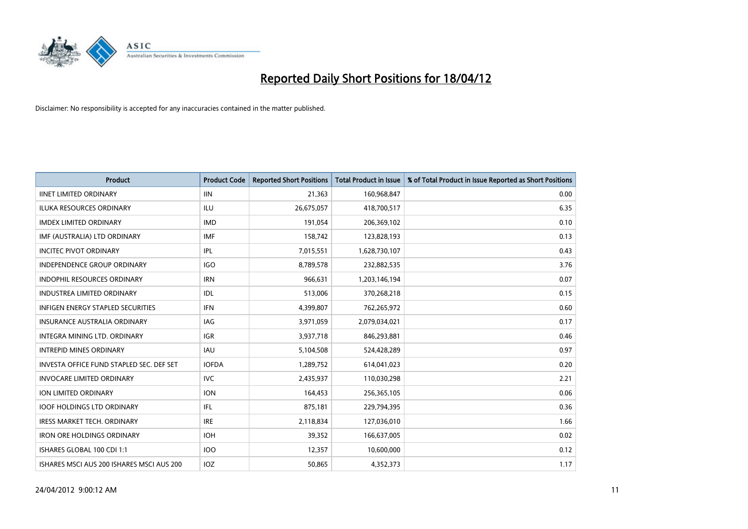# Reported Daily Short Positions for 18/04/12

Disclaimer: No responsibility is accepted for any inaccuracies contained in the matter published.

| Product | Product Code | Reported Short Positions | Total Product in Issue | % of Total Product in Issue Reported as Short Positions |
|---|---|---|---|---|
| IINET LIMITED ORDINARY | IIN | 21,363 | 160,968,847 | 0.00 |
| ILUKA RESOURCES ORDINARY | ILU | 26,675,057 | 418,700,517 | 6.35 |
| IMDEX LIMITED ORDINARY | IMD | 191,054 | 206,369,102 | 0.10 |
| IMF (AUSTRALIA) LTD ORDINARY | IMF | 158,742 | 123,828,193 | 0.13 |
| INCITEC PIVOT ORDINARY | IPL | 7,015,551 | 1,628,730,107 | 0.43 |
| INDEPENDENCE GROUP ORDINARY | IGO | 8,789,578 | 232,882,535 | 3.76 |
| INDOPHIL RESOURCES ORDINARY | IRN | 966,631 | 1,203,146,194 | 0.07 |
| INDUSTREA LIMITED ORDINARY | IDL | 513,006 | 370,268,218 | 0.15 |
| INFIGEN ENERGY STAPLED SECURITIES | IFN | 4,399,807 | 762,265,972 | 0.60 |
| INSURANCE AUSTRALIA ORDINARY | IAG | 3,971,059 | 2,079,034,021 | 0.17 |
| INTEGRA MINING LTD. ORDINARY | IGR | 3,937,718 | 846,293,881 | 0.46 |
| INTREPID MINES ORDINARY | IAU | 5,104,508 | 524,428,289 | 0.97 |
| INVESTA OFFICE FUND STAPLED SEC. DEF SET | IOFDA | 1,289,752 | 614,041,023 | 0.20 |
| INVOCARE LIMITED ORDINARY | IVC | 2,435,937 | 110,030,298 | 2.21 |
| ION LIMITED ORDINARY | ION | 164,453 | 256,365,105 | 0.06 |
| IOOF HOLDINGS LTD ORDINARY | IFL | 875,181 | 229,794,395 | 0.36 |
| IRESS MARKET TECH. ORDINARY | IRE | 2,118,834 | 127,036,010 | 1.66 |
| IRON ORE HOLDINGS ORDINARY | IOH | 39,352 | 166,637,005 | 0.02 |
| ISHARES GLOBAL 100 CDI 1:1 | IOO | 12,357 | 10,600,000 | 0.12 |
| ISHARES MSCI AUS 200 ISHARES MSCI AUS 200 | IOZ | 50,865 | 4,352,373 | 1.17 |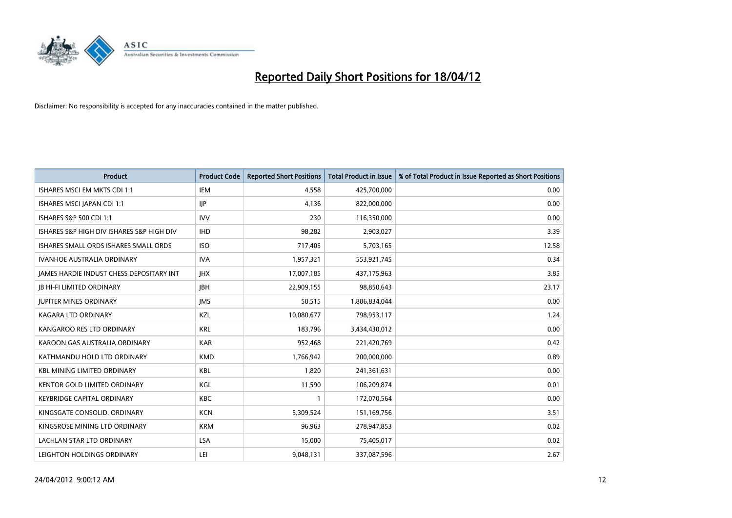# Reported Daily Short Positions for 18/04/12

Disclaimer: No responsibility is accepted for any inaccuracies contained in the matter published.

| Product | Product Code | Reported Short Positions | Total Product in Issue | % of Total Product in Issue Reported as Short Positions |
|---|---|---|---|---|
| ISHARES MSCI EM MKTS CDI 1:1 | IEM | 4,558 | 425,700,000 | 0.00 |
| ISHARES MSCI JAPAN CDI 1:1 | IJP | 4,136 | 822,000,000 | 0.00 |
| ISHARES S&P 500 CDI 1:1 | IVV | 230 | 116,350,000 | 0.00 |
| ISHARES S&P HIGH DIV ISHARES S&P HIGH DIV | IHD | 98,282 | 2,903,027 | 3.39 |
| ISHARES SMALL ORDS ISHARES SMALL ORDS | ISO | 717,405 | 5,703,165 | 12.58 |
| IVANHOE AUSTRALIA ORDINARY | IVA | 1,957,321 | 553,921,745 | 0.34 |
| JAMES HARDIE INDUST CHESS DEPOSITARY INT | JHX | 17,007,185 | 437,175,963 | 3.85 |
| JB HI-FI LIMITED ORDINARY | JBH | 22,909,155 | 98,850,643 | 23.17 |
| JUPITER MINES ORDINARY | JMS | 50,515 | 1,806,834,044 | 0.00 |
| KAGARA LTD ORDINARY | KZL | 10,080,677 | 798,953,117 | 1.24 |
| KANGAROO RES LTD ORDINARY | KRL | 183,796 | 3,434,430,012 | 0.00 |
| KAROON GAS AUSTRALIA ORDINARY | KAR | 952,468 | 221,420,769 | 0.42 |
| KATHMANDU HOLD LTD ORDINARY | KMD | 1,766,942 | 200,000,000 | 0.89 |
| KBL MINING LIMITED ORDINARY | KBL | 1,820 | 241,361,631 | 0.00 |
| KENTOR GOLD LIMITED ORDINARY | KGL | 11,590 | 106,209,874 | 0.01 |
| KEYBRIDGE CAPITAL ORDINARY | KBC | 1 | 172,070,564 | 0.00 |
| KINGSGATE CONSOLID. ORDINARY | KCN | 5,309,524 | 151,169,756 | 3.51 |
| KINGSROSE MINING LTD ORDINARY | KRM | 96,963 | 278,947,853 | 0.02 |
| LACHLAN STAR LTD ORDINARY | LSA | 15,000 | 75,405,017 | 0.02 |
| LEIGHTON HOLDINGS ORDINARY | LEI | 9,048,131 | 337,087,596 | 2.67 |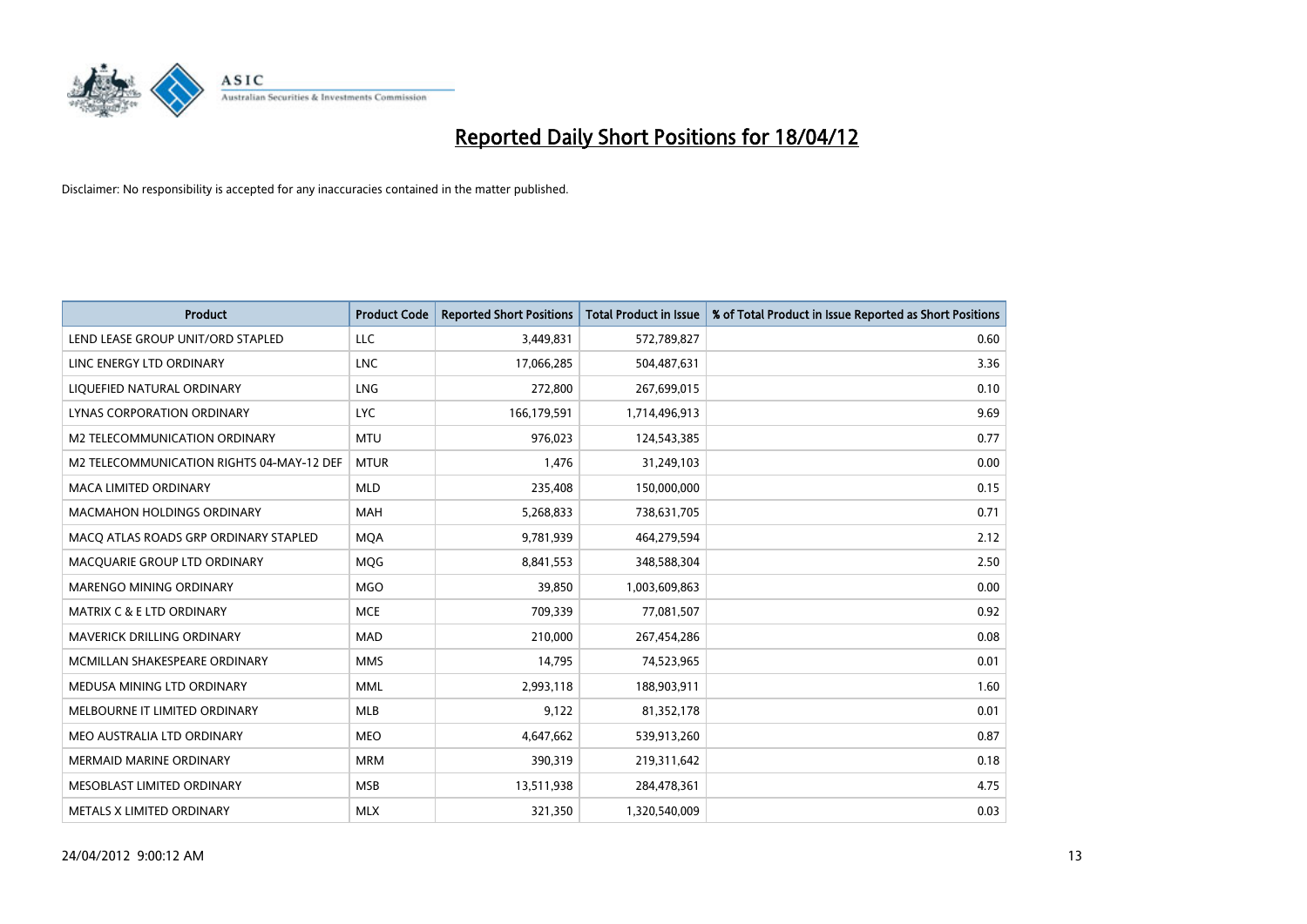# Reported Daily Short Positions for 18/04/12

Disclaimer: No responsibility is accepted for any inaccuracies contained in the matter published.

| Product | Product Code | Reported Short Positions | Total Product in Issue | % of Total Product in Issue Reported as Short Positions |
|---|---|---|---|---|
| LEND LEASE GROUP UNIT/ORD STAPLED | LLC | 3,449,831 | 572,789,827 | 0.60 |
| LINC ENERGY LTD ORDINARY | LNC | 17,066,285 | 504,487,631 | 3.36 |
| LIQUEFIED NATURAL ORDINARY | LNG | 272,800 | 267,699,015 | 0.10 |
| LYNAS CORPORATION ORDINARY | LYC | 166,179,591 | 1,714,496,913 | 9.69 |
| M2 TELECOMMUNICATION ORDINARY | MTU | 976,023 | 124,543,385 | 0.77 |
| M2 TELECOMMUNICATION RIGHTS 04-MAY-12 DEF | MTUR | 1,476 | 31,249,103 | 0.00 |
| MACA LIMITED ORDINARY | MLD | 235,408 | 150,000,000 | 0.15 |
| MACMAHON HOLDINGS ORDINARY | MAH | 5,268,833 | 738,631,705 | 0.71 |
| MACQ ATLAS ROADS GRP ORDINARY STAPLED | MQA | 9,781,939 | 464,279,594 | 2.12 |
| MACQUARIE GROUP LTD ORDINARY | MQG | 8,841,553 | 348,588,304 | 2.50 |
| MARENGO MINING ORDINARY | MGO | 39,850 | 1,003,609,863 | 0.00 |
| MATRIX C & E LTD ORDINARY | MCE | 709,339 | 77,081,507 | 0.92 |
| MAVERICK DRILLING ORDINARY | MAD | 210,000 | 267,454,286 | 0.08 |
| MCMILLAN SHAKESPEARE ORDINARY | MMS | 14,795 | 74,523,965 | 0.01 |
| MEDUSA MINING LTD ORDINARY | MML | 2,993,118 | 188,903,911 | 1.60 |
| MELBOURNE IT LIMITED ORDINARY | MLB | 9,122 | 81,352,178 | 0.01 |
| MEO AUSTRALIA LTD ORDINARY | MEO | 4,647,662 | 539,913,260 | 0.87 |
| MERMAID MARINE ORDINARY | MRM | 390,319 | 219,311,642 | 0.18 |
| MESOBLAST LIMITED ORDINARY | MSB | 13,511,938 | 284,478,361 | 4.75 |
| METALS X LIMITED ORDINARY | MLX | 321,350 | 1,320,540,009 | 0.03 |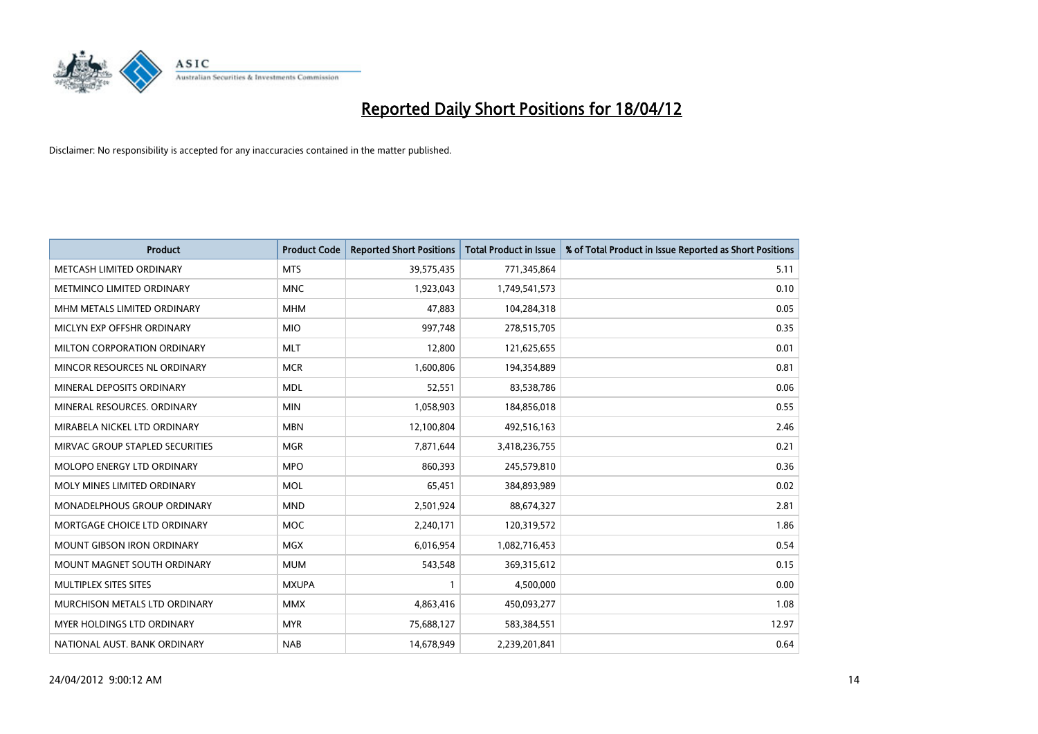# Reported Daily Short Positions for 18/04/12

Disclaimer: No responsibility is accepted for any inaccuracies contained in the matter published.

| Product | Product Code | Reported Short Positions | Total Product in Issue | % of Total Product in Issue Reported as Short Positions |
|---|---|---|---|---|
| METCASH LIMITED ORDINARY | MTS | 39,575,435 | 771,345,864 | 5.11 |
| METMINCO LIMITED ORDINARY | MNC | 1,923,043 | 1,749,541,573 | 0.10 |
| MHM METALS LIMITED ORDINARY | MHM | 47,883 | 104,284,318 | 0.05 |
| MICLYN EXP OFFSHR ORDINARY | MIO | 997,748 | 278,515,705 | 0.35 |
| MILTON CORPORATION ORDINARY | MLT | 12,800 | 121,625,655 | 0.01 |
| MINCOR RESOURCES NL ORDINARY | MCR | 1,600,806 | 194,354,889 | 0.81 |
| MINERAL DEPOSITS ORDINARY | MDL | 52,551 | 83,538,786 | 0.06 |
| MINERAL RESOURCES. ORDINARY | MIN | 1,058,903 | 184,856,018 | 0.55 |
| MIRABELA NICKEL LTD ORDINARY | MBN | 12,100,804 | 492,516,163 | 2.46 |
| MIRVAC GROUP STAPLED SECURITIES | MGR | 7,871,644 | 3,418,236,755 | 0.21 |
| MOLOPO ENERGY LTD ORDINARY | MPO | 860,393 | 245,579,810 | 0.36 |
| MOLY MINES LIMITED ORDINARY | MOL | 65,451 | 384,893,989 | 0.02 |
| MONADELPHOUS GROUP ORDINARY | MND | 2,501,924 | 88,674,327 | 2.81 |
| MORTGAGE CHOICE LTD ORDINARY | MOC | 2,240,171 | 120,319,572 | 1.86 |
| MOUNT GIBSON IRON ORDINARY | MGX | 6,016,954 | 1,082,716,453 | 0.54 |
| MOUNT MAGNET SOUTH ORDINARY | MUM | 543,548 | 369,315,612 | 0.15 |
| MULTIPLEX SITES SITES | MXUPA | 1 | 4,500,000 | 0.00 |
| MURCHISON METALS LTD ORDINARY | MMX | 4,863,416 | 450,093,277 | 1.08 |
| MYER HOLDINGS LTD ORDINARY | MYR | 75,688,127 | 583,384,551 | 12.97 |
| NATIONAL AUST. BANK ORDINARY | NAB | 14,678,949 | 2,239,201,841 | 0.64 |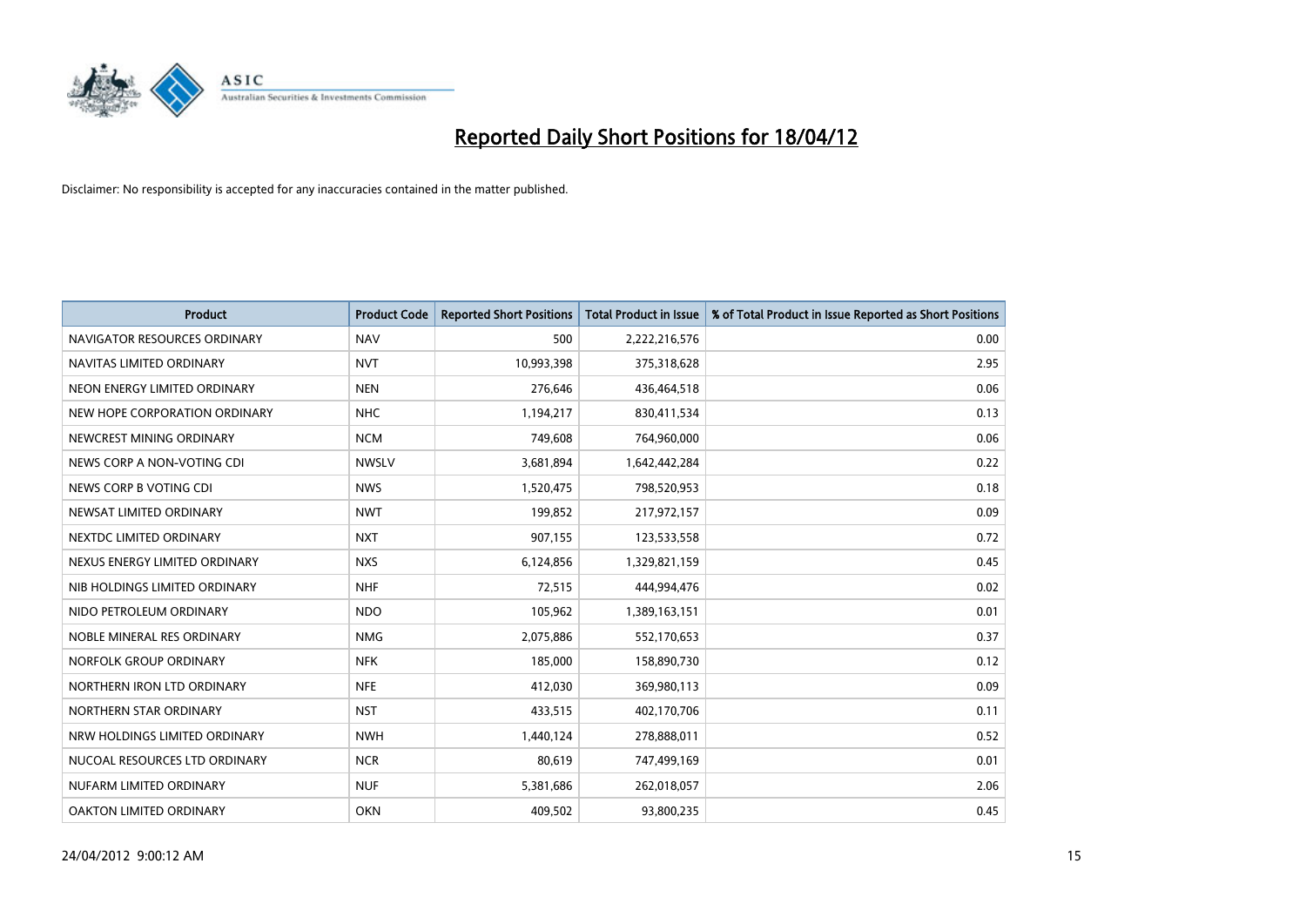# Reported Daily Short Positions for 18/04/12

Disclaimer: No responsibility is accepted for any inaccuracies contained in the matter published.

| Product | Product Code | Reported Short Positions | Total Product in Issue | % of Total Product in Issue Reported as Short Positions |
|---|---|---|---|---|
| NAVIGATOR RESOURCES ORDINARY | NAV | 500 | 2,222,216,576 | 0.00 |
| NAVITAS LIMITED ORDINARY | NVT | 10,993,398 | 375,318,628 | 2.95 |
| NEON ENERGY LIMITED ORDINARY | NEN | 276,646 | 436,464,518 | 0.06 |
| NEW HOPE CORPORATION ORDINARY | NHC | 1,194,217 | 830,411,534 | 0.13 |
| NEWCREST MINING ORDINARY | NCM | 749,608 | 764,960,000 | 0.06 |
| NEWS CORP A NON-VOTING CDI | NWSLV | 3,681,894 | 1,642,442,284 | 0.22 |
| NEWS CORP B VOTING CDI | NWS | 1,520,475 | 798,520,953 | 0.18 |
| NEWSAT LIMITED ORDINARY | NWT | 199,852 | 217,972,157 | 0.09 |
| NEXTDC LIMITED ORDINARY | NXT | 907,155 | 123,533,558 | 0.72 |
| NEXUS ENERGY LIMITED ORDINARY | NXS | 6,124,856 | 1,329,821,159 | 0.45 |
| NIB HOLDINGS LIMITED ORDINARY | NHF | 72,515 | 444,994,476 | 0.02 |
| NIDO PETROLEUM ORDINARY | NDO | 105,962 | 1,389,163,151 | 0.01 |
| NOBLE MINERAL RES ORDINARY | NMG | 2,075,886 | 552,170,653 | 0.37 |
| NORFOLK GROUP ORDINARY | NFK | 185,000 | 158,890,730 | 0.12 |
| NORTHERN IRON LTD ORDINARY | NFE | 412,030 | 369,980,113 | 0.09 |
| NORTHERN STAR ORDINARY | NST | 433,515 | 402,170,706 | 0.11 |
| NRW HOLDINGS LIMITED ORDINARY | NWH | 1,440,124 | 278,888,011 | 0.52 |
| NUCOAL RESOURCES LTD ORDINARY | NCR | 80,619 | 747,499,169 | 0.01 |
| NUFARM LIMITED ORDINARY | NUF | 5,381,686 | 262,018,057 | 2.06 |
| OAKTON LIMITED ORDINARY | OKN | 409,502 | 93,800,235 | 0.45 |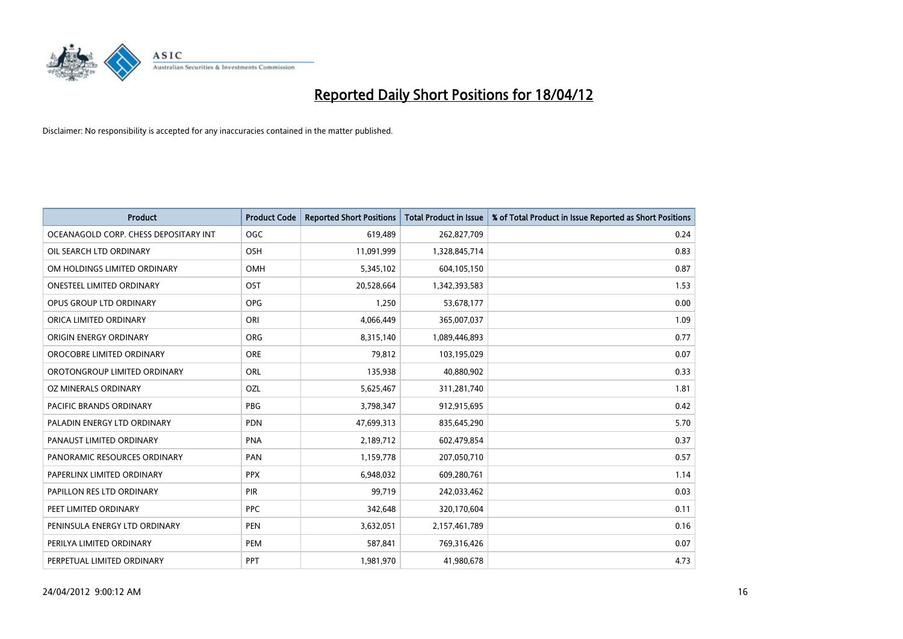# Reported Daily Short Positions for 18/04/12

Disclaimer: No responsibility is accepted for any inaccuracies contained in the matter published.

| Product | Product Code | Reported Short Positions | Total Product in Issue | % of Total Product in Issue Reported as Short Positions |
|---|---|---|---|---|
| OCEANAGOLD CORP. CHESS DEPOSITARY INT | OGC | 619,489 | 262,827,709 | 0.24 |
| OIL SEARCH LTD ORDINARY | OSH | 11,091,999 | 1,328,845,714 | 0.83 |
| OM HOLDINGS LIMITED ORDINARY | OMH | 5,345,102 | 604,105,150 | 0.87 |
| ONESTEEL LIMITED ORDINARY | OST | 20,528,664 | 1,342,393,583 | 1.53 |
| OPUS GROUP LTD ORDINARY | OPG | 1,250 | 53,678,177 | 0.00 |
| ORICA LIMITED ORDINARY | ORI | 4,066,449 | 365,007,037 | 1.09 |
| ORIGIN ENERGY ORDINARY | ORG | 8,315,140 | 1,089,446,893 | 0.77 |
| OROCOBRE LIMITED ORDINARY | ORE | 79,812 | 103,195,029 | 0.07 |
| OROTONGROUP LIMITED ORDINARY | ORL | 135,938 | 40,880,902 | 0.33 |
| OZ MINERALS ORDINARY | OZL | 5,625,467 | 311,281,740 | 1.81 |
| PACIFIC BRANDS ORDINARY | PBG | 3,798,347 | 912,915,695 | 0.42 |
| PALADIN ENERGY LTD ORDINARY | PDN | 47,699,313 | 835,645,290 | 5.70 |
| PANAUST LIMITED ORDINARY | PNA | 2,189,712 | 602,479,854 | 0.37 |
| PANORAMIC RESOURCES ORDINARY | PAN | 1,159,778 | 207,050,710 | 0.57 |
| PAPERLINX LIMITED ORDINARY | PPX | 6,948,032 | 609,280,761 | 1.14 |
| PAPILLON RES LTD ORDINARY | PIR | 99,719 | 242,033,462 | 0.03 |
| PEET LIMITED ORDINARY | PPC | 342,648 | 320,170,604 | 0.11 |
| PENINSULA ENERGY LTD ORDINARY | PEN | 3,632,051 | 2,157,461,789 | 0.16 |
| PERILYA LIMITED ORDINARY | PEM | 587,841 | 769,316,426 | 0.07 |
| PERPETUAL LIMITED ORDINARY | PPT | 1,981,970 | 41,980,678 | 4.73 |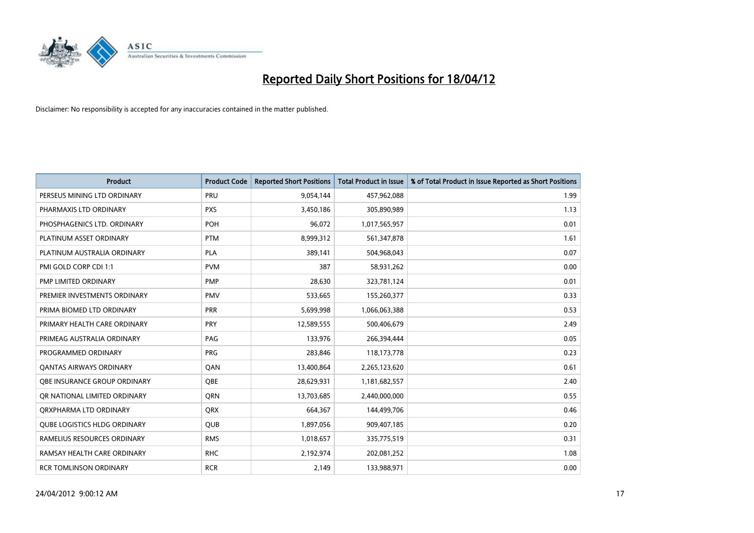# Reported Daily Short Positions for 18/04/12

Disclaimer: No responsibility is accepted for any inaccuracies contained in the matter published.

| Product | Product Code | Reported Short Positions | Total Product in Issue | % of Total Product in Issue Reported as Short Positions |
|---|---|---|---|---|
| PERSEUS MINING LTD ORDINARY | PRU | 9,054,144 | 457,962,088 | 1.99 |
| PHARMAXIS LTD ORDINARY | PXS | 3,450,186 | 305,890,989 | 1.13 |
| PHOSPHAGENICS LTD. ORDINARY | POH | 96,072 | 1,017,565,957 | 0.01 |
| PLATINUM ASSET ORDINARY | PTM | 8,999,312 | 561,347,878 | 1.61 |
| PLATINUM AUSTRALIA ORDINARY | PLA | 389,141 | 504,968,043 | 0.07 |
| PMI GOLD CORP CDI 1:1 | PVM | 387 | 58,931,262 | 0.00 |
| PMP LIMITED ORDINARY | PMP | 28,630 | 323,781,124 | 0.01 |
| PREMIER INVESTMENTS ORDINARY | PMV | 533,665 | 155,260,377 | 0.33 |
| PRIMA BIOMED LTD ORDINARY | PRR | 5,699,998 | 1,066,063,388 | 0.53 |
| PRIMARY HEALTH CARE ORDINARY | PRY | 12,589,555 | 500,406,679 | 2.49 |
| PRIMEAG AUSTRALIA ORDINARY | PAG | 133,976 | 266,394,444 | 0.05 |
| PROGRAMMED ORDINARY | PRG | 283,846 | 118,173,778 | 0.23 |
| QANTAS AIRWAYS ORDINARY | QAN | 13,400,864 | 2,265,123,620 | 0.61 |
| QBE INSURANCE GROUP ORDINARY | QBE | 28,629,931 | 1,181,682,557 | 2.40 |
| QR NATIONAL LIMITED ORDINARY | QRN | 13,703,685 | 2,440,000,000 | 0.55 |
| QRXPHARMA LTD ORDINARY | QRX | 664,367 | 144,499,706 | 0.46 |
| QUBE LOGISTICS HLDG ORDINARY | QUB | 1,897,056 | 909,407,185 | 0.20 |
| RAMELIUS RESOURCES ORDINARY | RMS | 1,018,657 | 335,775,519 | 0.31 |
| RAMSAY HEALTH CARE ORDINARY | RHC | 2,192,974 | 202,081,252 | 1.08 |
| RCR TOMLINSON ORDINARY | RCR | 2,149 | 133,988,971 | 0.00 |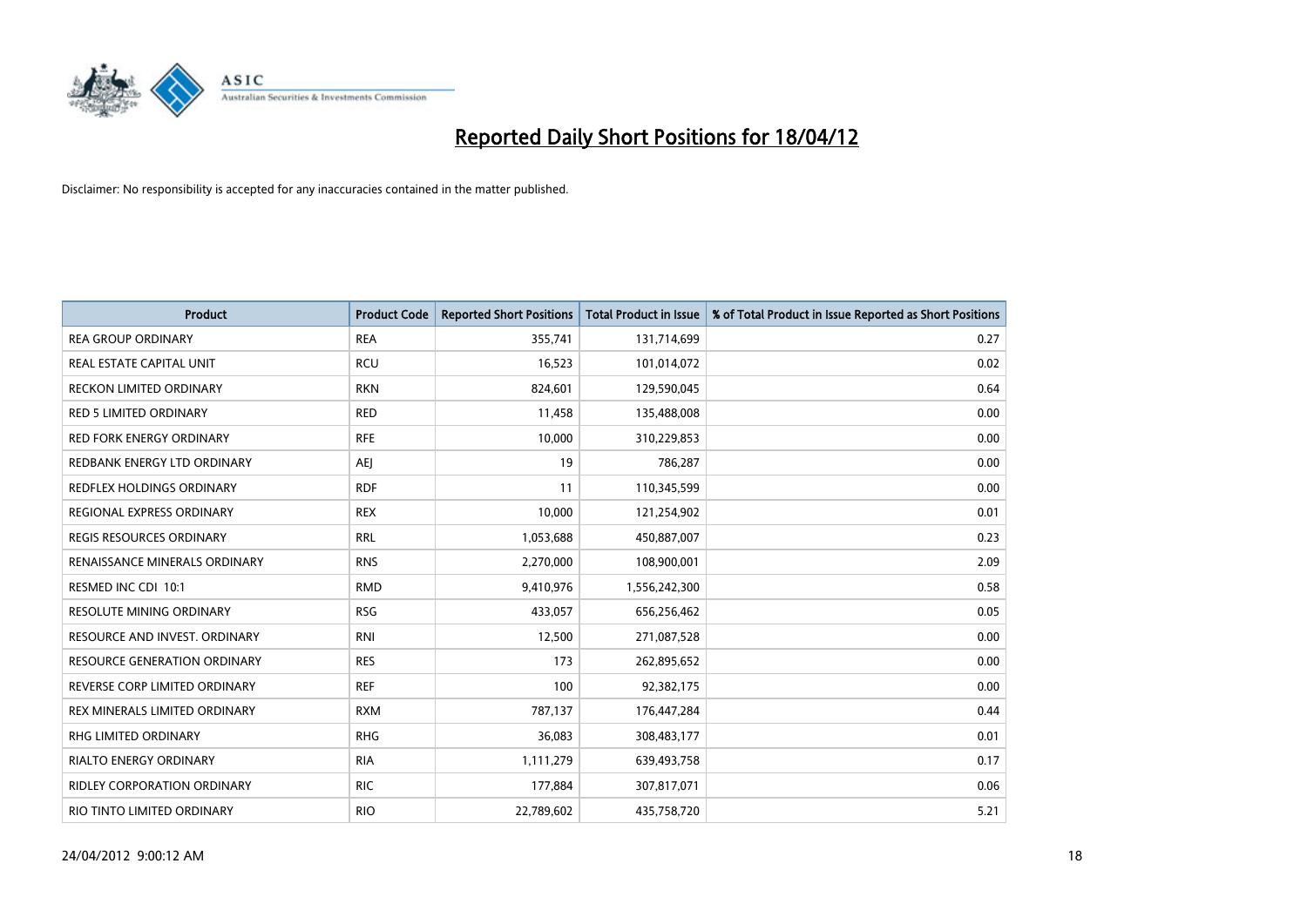# Reported Daily Short Positions for 18/04/12

Disclaimer: No responsibility is accepted for any inaccuracies contained in the matter published.

| Product | Product Code | Reported Short Positions | Total Product in Issue | % of Total Product in Issue Reported as Short Positions |
|---|---|---|---|---|
| REA GROUP ORDINARY | REA | 355,741 | 131,714,699 | 0.27 |
| REAL ESTATE CAPITAL UNIT | RCU | 16,523 | 101,014,072 | 0.02 |
| RECKON LIMITED ORDINARY | RKN | 824,601 | 129,590,045 | 0.64 |
| RED 5 LIMITED ORDINARY | RED | 11,458 | 135,488,008 | 0.00 |
| RED FORK ENERGY ORDINARY | RFE | 10,000 | 310,229,853 | 0.00 |
| REDBANK ENERGY LTD ORDINARY | AEJ | 19 | 786,287 | 0.00 |
| REDFLEX HOLDINGS ORDINARY | RDF | 11 | 110,345,599 | 0.00 |
| REGIONAL EXPRESS ORDINARY | REX | 10,000 | 121,254,902 | 0.01 |
| REGIS RESOURCES ORDINARY | RRL | 1,053,688 | 450,887,007 | 0.23 |
| RENAISSANCE MINERALS ORDINARY | RNS | 2,270,000 | 108,900,001 | 2.09 |
| RESMED INC CDI 10:1 | RMD | 9,410,976 | 1,556,242,300 | 0.58 |
| RESOLUTE MINING ORDINARY | RSG | 433,057 | 656,256,462 | 0.05 |
| RESOURCE AND INVEST. ORDINARY | RNI | 12,500 | 271,087,528 | 0.00 |
| RESOURCE GENERATION ORDINARY | RES | 173 | 262,895,652 | 0.00 |
| REVERSE CORP LIMITED ORDINARY | REF | 100 | 92,382,175 | 0.00 |
| REX MINERALS LIMITED ORDINARY | RXM | 787,137 | 176,447,284 | 0.44 |
| RHG LIMITED ORDINARY | RHG | 36,083 | 308,483,177 | 0.01 |
| RIALTO ENERGY ORDINARY | RIA | 1,111,279 | 639,493,758 | 0.17 |
| RIDLEY CORPORATION ORDINARY | RIC | 177,884 | 307,817,071 | 0.06 |
| RIO TINTO LIMITED ORDINARY | RIO | 22,789,602 | 435,758,720 | 5.21 |

24/04/2012 9:00:12 AM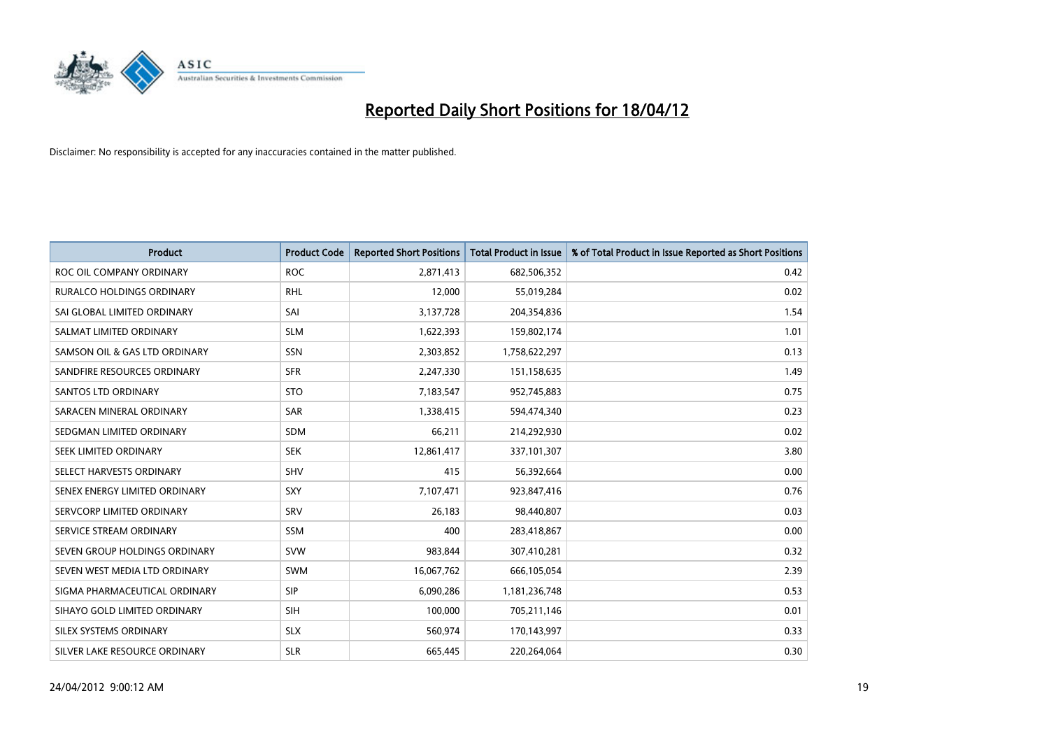# Reported Daily Short Positions for 18/04/12

Disclaimer: No responsibility is accepted for any inaccuracies contained in the matter published.

| Product | Product Code | Reported Short Positions | Total Product in Issue | % of Total Product in Issue Reported as Short Positions |
|---|---|---|---|---|
| ROC OIL COMPANY ORDINARY | ROC | 2,871,413 | 682,506,352 | 0.42 |
| RURALCO HOLDINGS ORDINARY | RHL | 12,000 | 55,019,284 | 0.02 |
| SAI GLOBAL LIMITED ORDINARY | SAI | 3,137,728 | 204,354,836 | 1.54 |
| SALMAT LIMITED ORDINARY | SLM | 1,622,393 | 159,802,174 | 1.01 |
| SAMSON OIL & GAS LTD ORDINARY | SSN | 2,303,852 | 1,758,622,297 | 0.13 |
| SANDFIRE RESOURCES ORDINARY | SFR | 2,247,330 | 151,158,635 | 1.49 |
| SANTOS LTD ORDINARY | STO | 7,183,547 | 952,745,883 | 0.75 |
| SARACEN MINERAL ORDINARY | SAR | 1,338,415 | 594,474,340 | 0.23 |
| SEDGMAN LIMITED ORDINARY | SDM | 66,211 | 214,292,930 | 0.02 |
| SEEK LIMITED ORDINARY | SEK | 12,861,417 | 337,101,307 | 3.80 |
| SELECT HARVESTS ORDINARY | SHV | 415 | 56,392,664 | 0.00 |
| SENEX ENERGY LIMITED ORDINARY | SXY | 7,107,471 | 923,847,416 | 0.76 |
| SERVCORP LIMITED ORDINARY | SRV | 26,183 | 98,440,807 | 0.03 |
| SERVICE STREAM ORDINARY | SSM | 400 | 283,418,867 | 0.00 |
| SEVEN GROUP HOLDINGS ORDINARY | SVW | 983,844 | 307,410,281 | 0.32 |
| SEVEN WEST MEDIA LTD ORDINARY | SWM | 16,067,762 | 666,105,054 | 2.39 |
| SIGMA PHARMACEUTICAL ORDINARY | SIP | 6,090,286 | 1,181,236,748 | 0.53 |
| SIHAYO GOLD LIMITED ORDINARY | SIH | 100,000 | 705,211,146 | 0.01 |
| SILEX SYSTEMS ORDINARY | SLX | 560,974 | 170,143,997 | 0.33 |
| SILVER LAKE RESOURCE ORDINARY | SLR | 665,445 | 220,264,064 | 0.30 |

24/04/2012 9:00:12 AM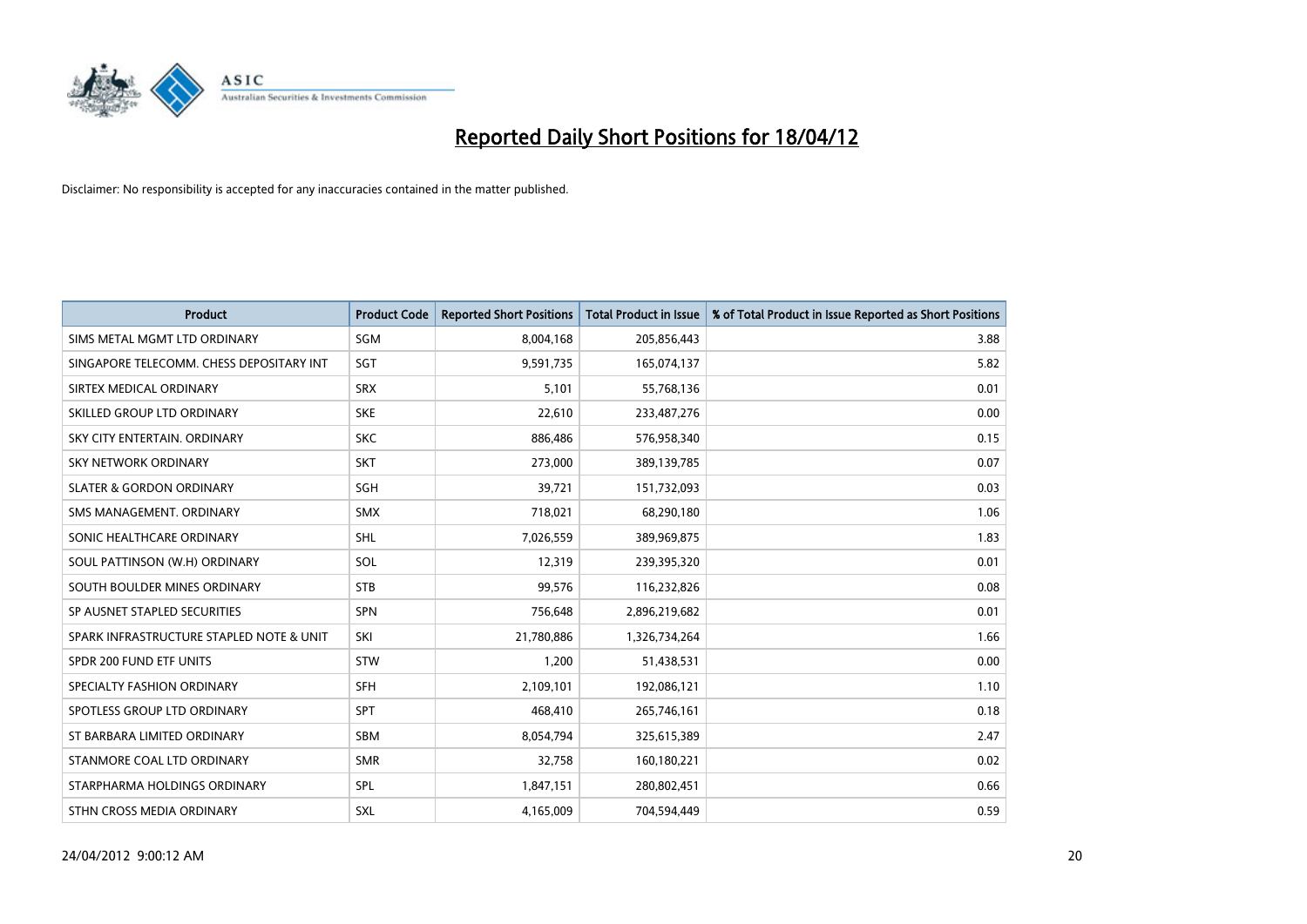# Reported Daily Short Positions for 18/04/12

Disclaimer: No responsibility is accepted for any inaccuracies contained in the matter published.

| Product | Product Code | Reported Short Positions | Total Product in Issue | % of Total Product in Issue Reported as Short Positions |
|---|---|---|---|---|
| SIMS METAL MGMT LTD ORDINARY | SGM | 8,004,168 | 205,856,443 | 3.88 |
| SINGAPORE TELECOMM. CHESS DEPOSITARY INT | SGT | 9,591,735 | 165,074,137 | 5.82 |
| SIRTEX MEDICAL ORDINARY | SRX | 5,101 | 55,768,136 | 0.01 |
| SKILLED GROUP LTD ORDINARY | SKE | 22,610 | 233,487,276 | 0.00 |
| SKY CITY ENTERTAIN. ORDINARY | SKC | 886,486 | 576,958,340 | 0.15 |
| SKY NETWORK ORDINARY | SKT | 273,000 | 389,139,785 | 0.07 |
| SLATER & GORDON ORDINARY | SGH | 39,721 | 151,732,093 | 0.03 |
| SMS MANAGEMENT. ORDINARY | SMX | 718,021 | 68,290,180 | 1.06 |
| SONIC HEALTHCARE ORDINARY | SHL | 7,026,559 | 389,969,875 | 1.83 |
| SOUL PATTINSON (W.H) ORDINARY | SOL | 12,319 | 239,395,320 | 0.01 |
| SOUTH BOULDER MINES ORDINARY | STB | 99,576 | 116,232,826 | 0.08 |
| SP AUSNET STAPLED SECURITIES | SPN | 756,648 | 2,896,219,682 | 0.01 |
| SPARK INFRASTRUCTURE STAPLED NOTE & UNIT | SKI | 21,780,886 | 1,326,734,264 | 1.66 |
| SPDR 200 FUND ETF UNITS | STW | 1,200 | 51,438,531 | 0.00 |
| SPECIALTY FASHION ORDINARY | SFH | 2,109,101 | 192,086,121 | 1.10 |
| SPOTLESS GROUP LTD ORDINARY | SPT | 468,410 | 265,746,161 | 0.18 |
| ST BARBARA LIMITED ORDINARY | SBM | 8,054,794 | 325,615,389 | 2.47 |
| STANMORE COAL LTD ORDINARY | SMR | 32,758 | 160,180,221 | 0.02 |
| STARPHARMA HOLDINGS ORDINARY | SPL | 1,847,151 | 280,802,451 | 0.66 |
| STHN CROSS MEDIA ORDINARY | SXL | 4,165,009 | 704,594,449 | 0.59 |

24/04/2012 9:00:12 AM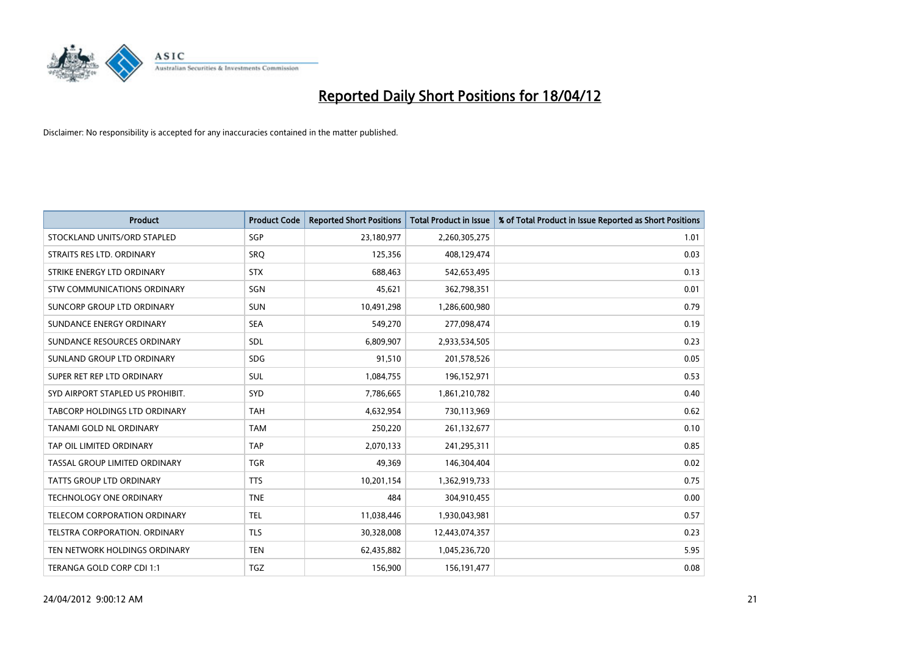# Reported Daily Short Positions for 18/04/12

Disclaimer: No responsibility is accepted for any inaccuracies contained in the matter published.

| Product | Product Code | Reported Short Positions | Total Product in Issue | % of Total Product in Issue Reported as Short Positions |
|---|---|---|---|---|
| STOCKLAND UNITS/ORD STAPLED | SGP | 23,180,977 | 2,260,305,275 | 1.01 |
| STRAITS RES LTD. ORDINARY | SRQ | 125,356 | 408,129,474 | 0.03 |
| STRIKE ENERGY LTD ORDINARY | STX | 688,463 | 542,653,495 | 0.13 |
| STW COMMUNICATIONS ORDINARY | SGN | 45,621 | 362,798,351 | 0.01 |
| SUNCORP GROUP LTD ORDINARY | SUN | 10,491,298 | 1,286,600,980 | 0.79 |
| SUNDANCE ENERGY ORDINARY | SEA | 549,270 | 277,098,474 | 0.19 |
| SUNDANCE RESOURCES ORDINARY | SDL | 6,809,907 | 2,933,534,505 | 0.23 |
| SUNLAND GROUP LTD ORDINARY | SDG | 91,510 | 201,578,526 | 0.05 |
| SUPER RET REP LTD ORDINARY | SUL | 1,084,755 | 196,152,971 | 0.53 |
| SYD AIRPORT STAPLED US PROHIBIT. | SYD | 7,786,665 | 1,861,210,782 | 0.40 |
| TABCORP HOLDINGS LTD ORDINARY | TAH | 4,632,954 | 730,113,969 | 0.62 |
| TANAMI GOLD NL ORDINARY | TAM | 250,220 | 261,132,677 | 0.10 |
| TAP OIL LIMITED ORDINARY | TAP | 2,070,133 | 241,295,311 | 0.85 |
| TASSAL GROUP LIMITED ORDINARY | TGR | 49,369 | 146,304,404 | 0.02 |
| TATTS GROUP LTD ORDINARY | TTS | 10,201,154 | 1,362,919,733 | 0.75 |
| TECHNOLOGY ONE ORDINARY | TNE | 484 | 304,910,455 | 0.00 |
| TELECOM CORPORATION ORDINARY | TEL | 11,038,446 | 1,930,043,981 | 0.57 |
| TELSTRA CORPORATION. ORDINARY | TLS | 30,328,008 | 12,443,074,357 | 0.23 |
| TEN NETWORK HOLDINGS ORDINARY | TEN | 62,435,882 | 1,045,236,720 | 5.95 |
| TERANGA GOLD CORP CDI 1:1 | TGZ | 156,900 | 156,191,477 | 0.08 |

24/04/2012 9:00:12 AM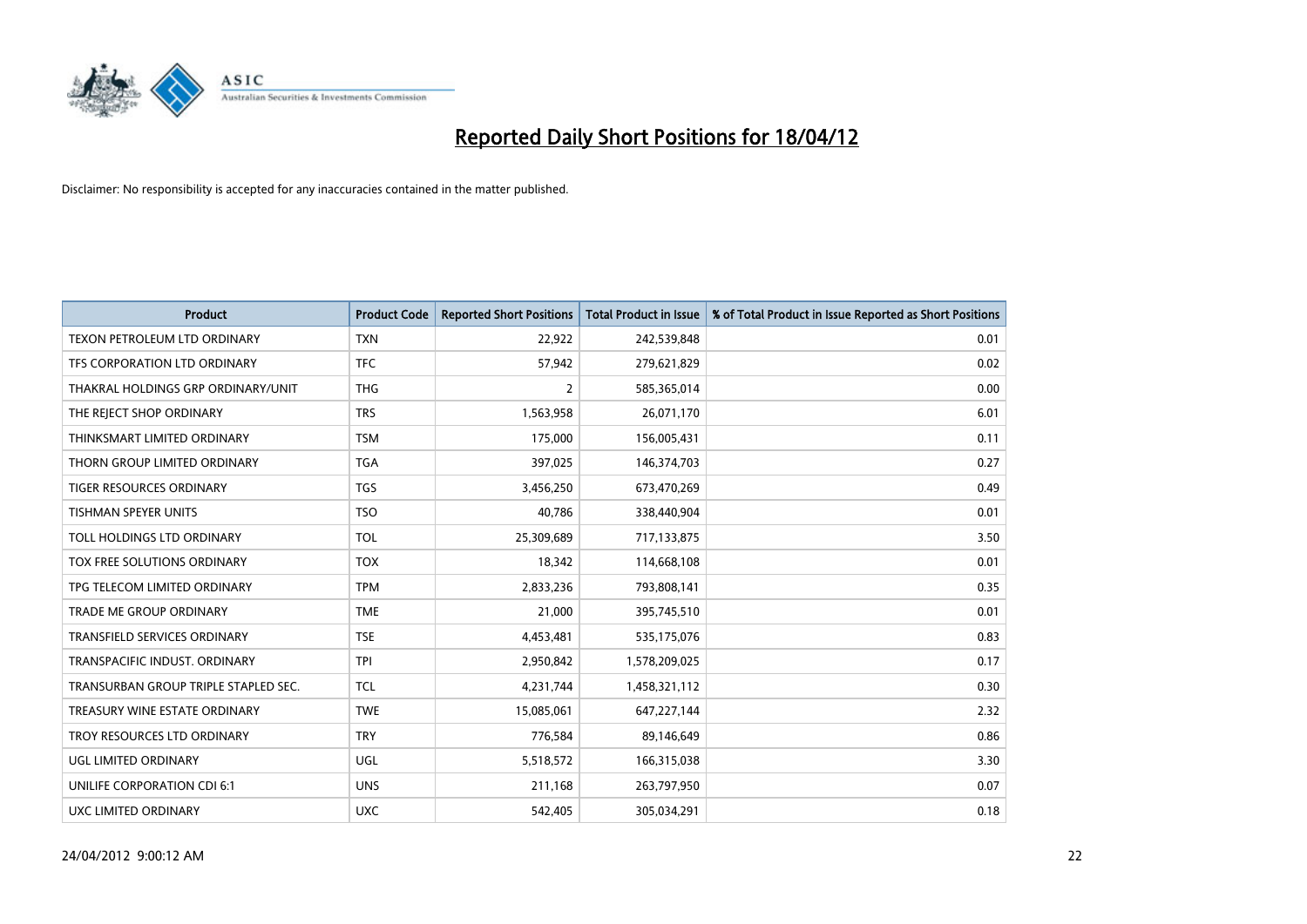# Reported Daily Short Positions for 18/04/12

Disclaimer: No responsibility is accepted for any inaccuracies contained in the matter published.

| Product | Product Code | Reported Short Positions | Total Product in Issue | % of Total Product in Issue Reported as Short Positions |
|---|---|---|---|---|
| TEXON PETROLEUM LTD ORDINARY | TXN | 22,922 | 242,539,848 | 0.01 |
| TFS CORPORATION LTD ORDINARY | TFC | 57,942 | 279,621,829 | 0.02 |
| THAKRAL HOLDINGS GRP ORDINARY/UNIT | THG | 2 | 585,365,014 | 0.00 |
| THE REJECT SHOP ORDINARY | TRS | 1,563,958 | 26,071,170 | 6.01 |
| THINKSMART LIMITED ORDINARY | TSM | 175,000 | 156,005,431 | 0.11 |
| THORN GROUP LIMITED ORDINARY | TGA | 397,025 | 146,374,703 | 0.27 |
| TIGER RESOURCES ORDINARY | TGS | 3,456,250 | 673,470,269 | 0.49 |
| TISHMAN SPEYER UNITS | TSO | 40,786 | 338,440,904 | 0.01 |
| TOLL HOLDINGS LTD ORDINARY | TOL | 25,309,689 | 717,133,875 | 3.50 |
| TOX FREE SOLUTIONS ORDINARY | TOX | 18,342 | 114,668,108 | 0.01 |
| TPG TELECOM LIMITED ORDINARY | TPM | 2,833,236 | 793,808,141 | 0.35 |
| TRADE ME GROUP ORDINARY | TME | 21,000 | 395,745,510 | 0.01 |
| TRANSFIELD SERVICES ORDINARY | TSE | 4,453,481 | 535,175,076 | 0.83 |
| TRANSPACIFIC INDUST. ORDINARY | TPI | 2,950,842 | 1,578,209,025 | 0.17 |
| TRANSURBAN GROUP TRIPLE STAPLED SEC. | TCL | 4,231,744 | 1,458,321,112 | 0.30 |
| TREASURY WINE ESTATE ORDINARY | TWE | 15,085,061 | 647,227,144 | 2.32 |
| TROY RESOURCES LTD ORDINARY | TRY | 776,584 | 89,146,649 | 0.86 |
| UGL LIMITED ORDINARY | UGL | 5,518,572 | 166,315,038 | 3.30 |
| UNILIFE CORPORATION CDI 6:1 | UNS | 211,168 | 263,797,950 | 0.07 |
| UXC LIMITED ORDINARY | UXC | 542,405 | 305,034,291 | 0.18 |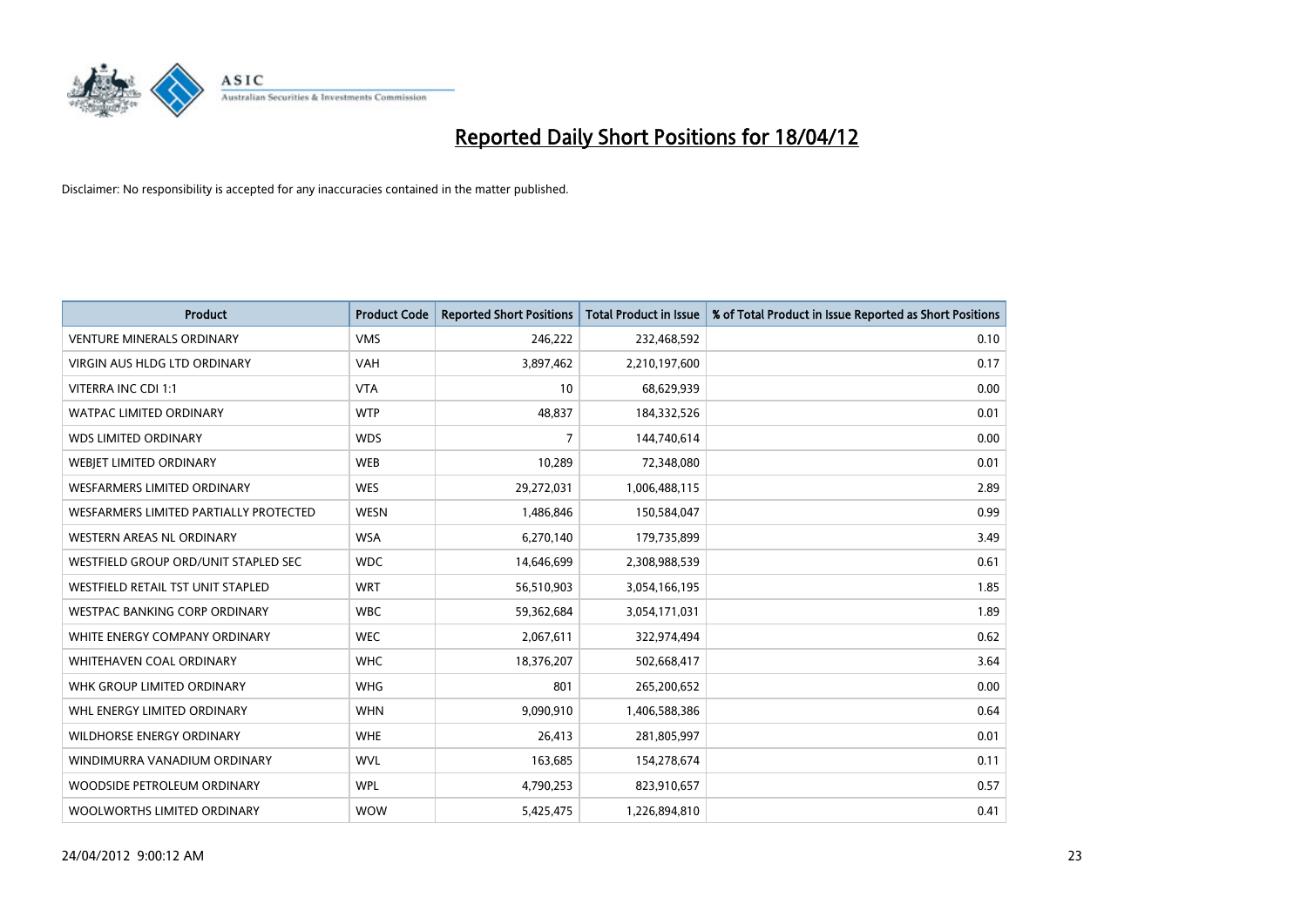# Reported Daily Short Positions for 18/04/12

Disclaimer: No responsibility is accepted for any inaccuracies contained in the matter published.

| Product | Product Code | Reported Short Positions | Total Product in Issue | % of Total Product in Issue Reported as Short Positions |
|---|---|---|---|---|
| VENTURE MINERALS ORDINARY | VMS | 246,222 | 232,468,592 | 0.10 |
| VIRGIN AUS HLDG LTD ORDINARY | VAH | 3,897,462 | 2,210,197,600 | 0.17 |
| VITERRA INC CDI 1:1 | VTA | 10 | 68,629,939 | 0.00 |
| WATPAC LIMITED ORDINARY | WTP | 48,837 | 184,332,526 | 0.01 |
| WDS LIMITED ORDINARY | WDS | 7 | 144,740,614 | 0.00 |
| WEBJET LIMITED ORDINARY | WEB | 10,289 | 72,348,080 | 0.01 |
| WESFARMERS LIMITED ORDINARY | WES | 29,272,031 | 1,006,488,115 | 2.89 |
| WESFARMERS LIMITED PARTIALLY PROTECTED | WESN | 1,486,846 | 150,584,047 | 0.99 |
| WESTERN AREAS NL ORDINARY | WSA | 6,270,140 | 179,735,899 | 3.49 |
| WESTFIELD GROUP ORD/UNIT STAPLED SEC | WDC | 14,646,699 | 2,308,988,539 | 0.61 |
| WESTFIELD RETAIL TST UNIT STAPLED | WRT | 56,510,903 | 3,054,166,195 | 1.85 |
| WESTPAC BANKING CORP ORDINARY | WBC | 59,362,684 | 3,054,171,031 | 1.89 |
| WHITE ENERGY COMPANY ORDINARY | WEC | 2,067,611 | 322,974,494 | 0.62 |
| WHITEHAVEN COAL ORDINARY | WHC | 18,376,207 | 502,668,417 | 3.64 |
| WHK GROUP LIMITED ORDINARY | WHG | 801 | 265,200,652 | 0.00 |
| WHL ENERGY LIMITED ORDINARY | WHN | 9,090,910 | 1,406,588,386 | 0.64 |
| WILDHORSE ENERGY ORDINARY | WHE | 26,413 | 281,805,997 | 0.01 |
| WINDIMURRA VANADIUM ORDINARY | WVL | 163,685 | 154,278,674 | 0.11 |
| WOODSIDE PETROLEUM ORDINARY | WPL | 4,790,253 | 823,910,657 | 0.57 |
| WOOLWORTHS LIMITED ORDINARY | WOW | 5,425,475 | 1,226,894,810 | 0.41 |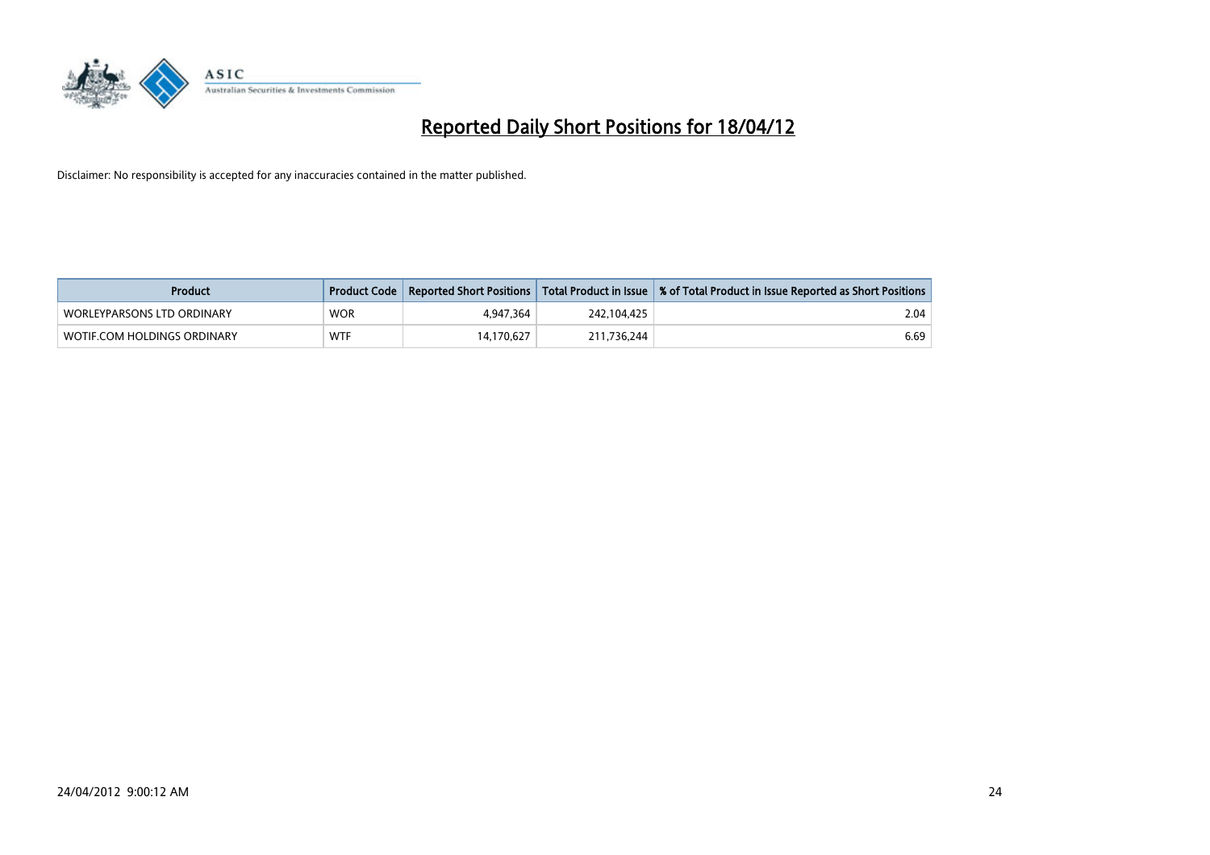# Reported Daily Short Positions for 18/04/12

Disclaimer: No responsibility is accepted for any inaccuracies contained in the matter published.

| Product | Product Code | Reported Short Positions | Total Product in Issue | % of Total Product in Issue Reported as Short Positions |
|---|---|---|---|---|
| WORLEYPARSONS LTD ORDINARY | WOR | 4,947,364 | 242,104,425 | 2.04 |
| WOTIF.COM HOLDINGS ORDINARY | WTF | 14,170,627 | 211,736,244 | 6.69 |

24/04/2012 9:00:12 AM